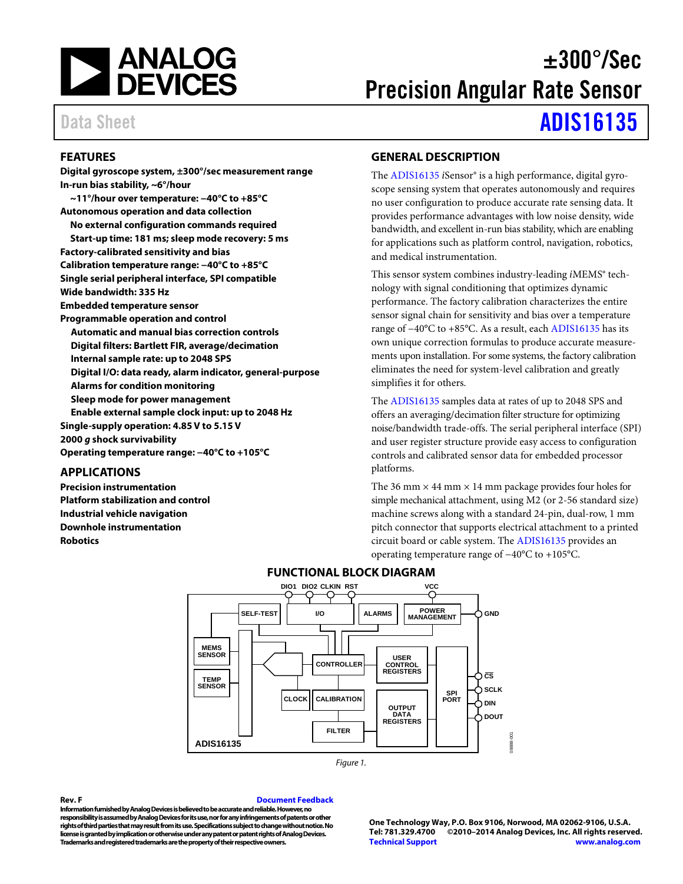# ±300°/Sec Precision Angular Rate Sensor

Data Sheet **ADIS16135**

## FEATURES

**Digital gyroscope system, ±300°/sec measurement range**
**In-run bias stability, ~6°/hour**
- **~11°/hour over temperature: −40°C to +85°C**

**Autonomous operation and data collection**
- **No external configuration commands required**
- **Start-up time: 181 ms; sleep mode recovery: 5 ms**

**Factory-calibrated sensitivity and bias**
**Calibration temperature range: −40°C to +85°C**
**Single serial peripheral interface, SPI compatible**
**Wide bandwidth: 335 Hz**
**Embedded temperature sensor**
**Programmable operation and control**
- **Automatic and manual bias correction controls**
- **Digital filters: Bartlett FIR, average/decimation**
- **Internal sample rate: up to 2048 SPS**
- **Digital I/O: data ready, alarm indicator, general-purpose**
- **Alarms for condition monitoring**
- **Sleep mode for power management**
- **Enable external sample clock input: up to 2048 Hz**

**Single-supply operation: 4.85 V to 5.15 V**
**2000 *g* shock survivability**
**Operating temperature range: −40°C to +105°C**

## APPLICATIONS

**Precision instrumentation**
**Platform stabilization and control**
**Industrial vehicle navigation**
**Downhole instrumentation**
**Robotics**

## GENERAL DESCRIPTION

The ADIS16135 *i*Sensor® is a high performance, digital gyroscope sensing system that operates autonomously and requires no user configuration to produce accurate rate sensing data. It provides performance advantages with low noise density, wide bandwidth, and excellent in-run bias stability, which are enabling for applications such as platform control, navigation, robotics, and medical instrumentation.

This sensor system combines industry-leading *i*MEMS® technology with signal conditioning that optimizes dynamic performance. The factory calibration characterizes the entire sensor signal chain for sensitivity and bias over a temperature range of −40°C to +85°C. As a result, each ADIS16135 has its own unique correction formulas to produce accurate measurements upon installation. For some systems, the factory calibration eliminates the need for system-level calibration and greatly simplifies it for others.

The ADIS16135 samples data at rates of up to 2048 SPS and offers an averaging/decimation filter structure for optimizing noise/bandwidth trade-offs. The serial peripheral interface (SPI) and user register structure provide easy access to configuration controls and calibrated sensor data for embedded processor platforms.

The 36 mm × 44 mm × 14 mm package provides four holes for simple mechanical attachment, using M2 (or 2-56 standard size) machine screws along with a standard 24-pin, dual-row, 1 mm pitch connector that supports electrical attachment to a printed circuit board or cable system. The ADIS16135 provides an operating temperature range of −40°C to +105°C.

## FUNCTIONAL BLOCK DIAGRAM

Figure 1.

Rev. F

Information furnished by Analog Devices is believed to be accurate and reliable. However, no responsibility is assumed by Analog Devices for its use, nor for any infringements of patents or other rights of third parties that may result from its use. Specifications subject to change without notice. No license is granted by implication or otherwise under any patent or patent rights of Analog Devices. Trademarks and registered trademarks are the property of their respective owners.

One Technology Way, P.O. Box 9106, Norwood, MA 02062-9106, U.S.A.
Tel: 781.329.4700 ©2010–2014 Analog Devices, Inc. All rights reserved.
Technical Support www.analog.com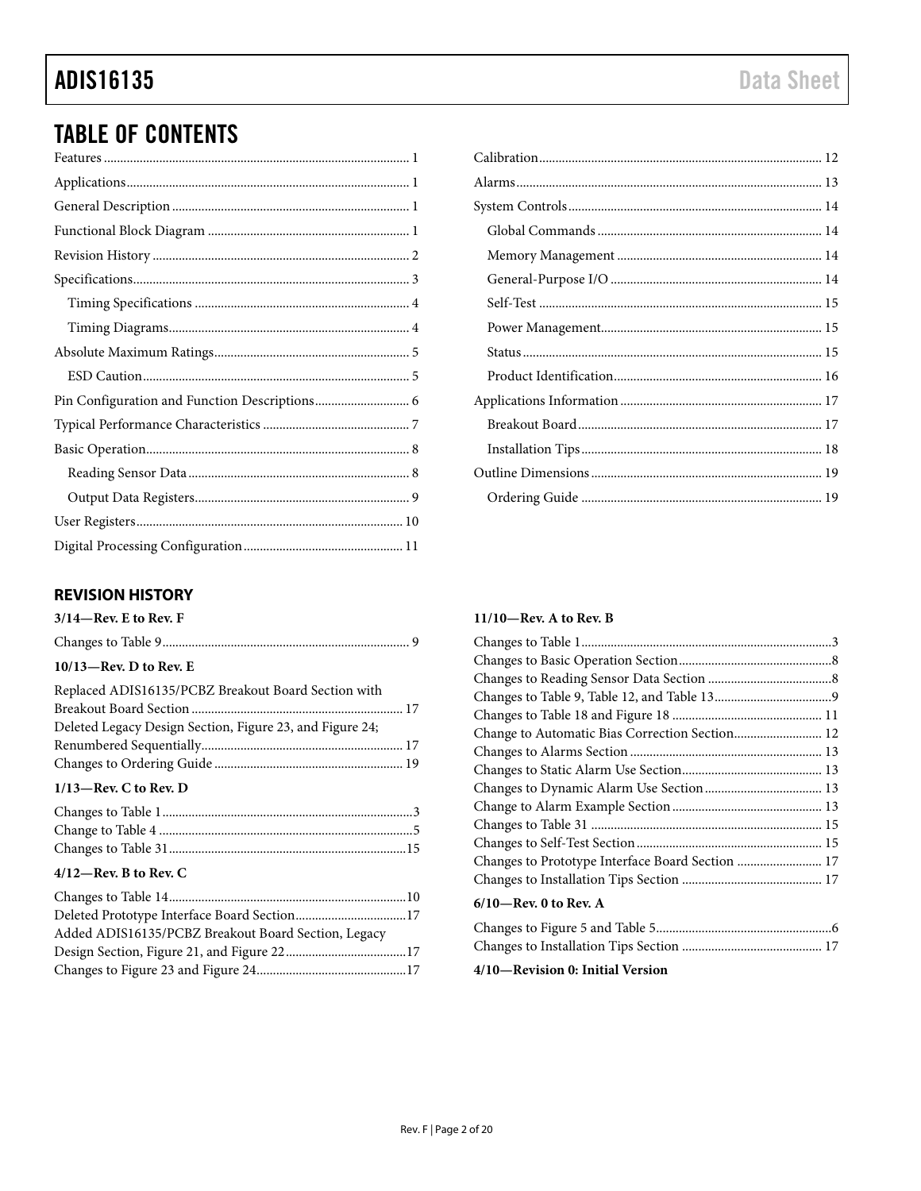## TABLE OF CONTENTS

Features .......................................................................................... 1
Applications ...................................................................................... 1
General Description ......................................................................... 1
Functional Block Diagram ............................................................. 1
Revision History .............................................................................. 2
Specifications .................................................................................... 3
  Timing Specifications .................................................................. 4
  Timing Diagrams .......................................................................... 4
Absolute Maximum Ratings ............................................................ 5
  ESD Caution .................................................................................. 5
Pin Configuration and Function Descriptions ............................. 6
Typical Performance Characteristics ............................................. 7
Basic Operation ................................................................................. 8
  Reading Sensor Data .................................................................... 8
  Output Data Registers .................................................................. 9
User Registers .................................................................................. 10
Digital Processing Configuration ................................................. 11
Calibration ...................................................................................... 12
Alarms .............................................................................................. 13
System Controls .............................................................................. 14
  Global Commands ..................................................................... 14
  Memory Management ............................................................... 14
  General-Purpose I/O ................................................................. 14
  Self-Test ....................................................................................... 15
  Power Management ................................................................... 15
  Status ............................................................................................ 15
  Product Identification ............................................................... 16
Applications Information .............................................................. 17
  Breakout Board ........................................................................... 17
  Installation Tips .......................................................................... 18
Outline Dimensions ....................................................................... 19
  Ordering Guide .......................................................................... 19

## REVISION HISTORY

**3/14—Rev. E to Rev. F**

Changes to Table 9 ............................................................................ 9

**10/13—Rev. D to Rev. E**

Replaced ADIS16135/PCBZ Breakout Board Section with Breakout Board Section ................................................................. 17
Deleted Legacy Design Section, Figure 23, and Figure 24; Renumbered Sequentially ............................................................. 17
Changes to Ordering Guide .......................................................... 19

**1/13—Rev. C to Rev. D**

Changes to Table 1 ............................................................................ 3
Change to Table 4 .............................................................................. 5
Changes to Table 31 ........................................................................ 15

**4/12—Rev. B to Rev. C**

Changes to Table 14 ........................................................................ 10
Deleted Prototype Interface Board Section .................................. 17
Added ADIS16135/PCBZ Breakout Board Section, Legacy Design Section, Figure 21, and Figure 22 .................................... 17
Changes to Figure 23 and Figure 24 ............................................. 17

**11/10—Rev. A to Rev. B**

Changes to Table 1 ............................................................................ 3
Changes to Basic Operation Section ............................................... 8
Changes to Reading Sensor Data Section ...................................... 8
Changes to Table 9, Table 12, and Table 13 .................................... 9
Changes to Table 18 and Figure 18 .............................................. 11
Change to Automatic Bias Correction Section ........................... 12
Changes to Alarms Section ........................................................... 13
Changes to Static Alarm Use Section ........................................... 13
Changes to Dynamic Alarm Use Section .................................... 13
Change to Alarm Example Section .............................................. 13
Changes to Table 31 ....................................................................... 15
Changes to Self-Test Section ......................................................... 15
Changes to Prototype Interface Board Section .......................... 17
Changes to Installation Tips Section ........................................... 17

**6/10—Rev. 0 to Rev. A**

Changes to Figure 5 and Table 5 ..................................................... 6
Changes to Installation Tips Section ........................................... 17

**4/10—Revision 0: Initial Version**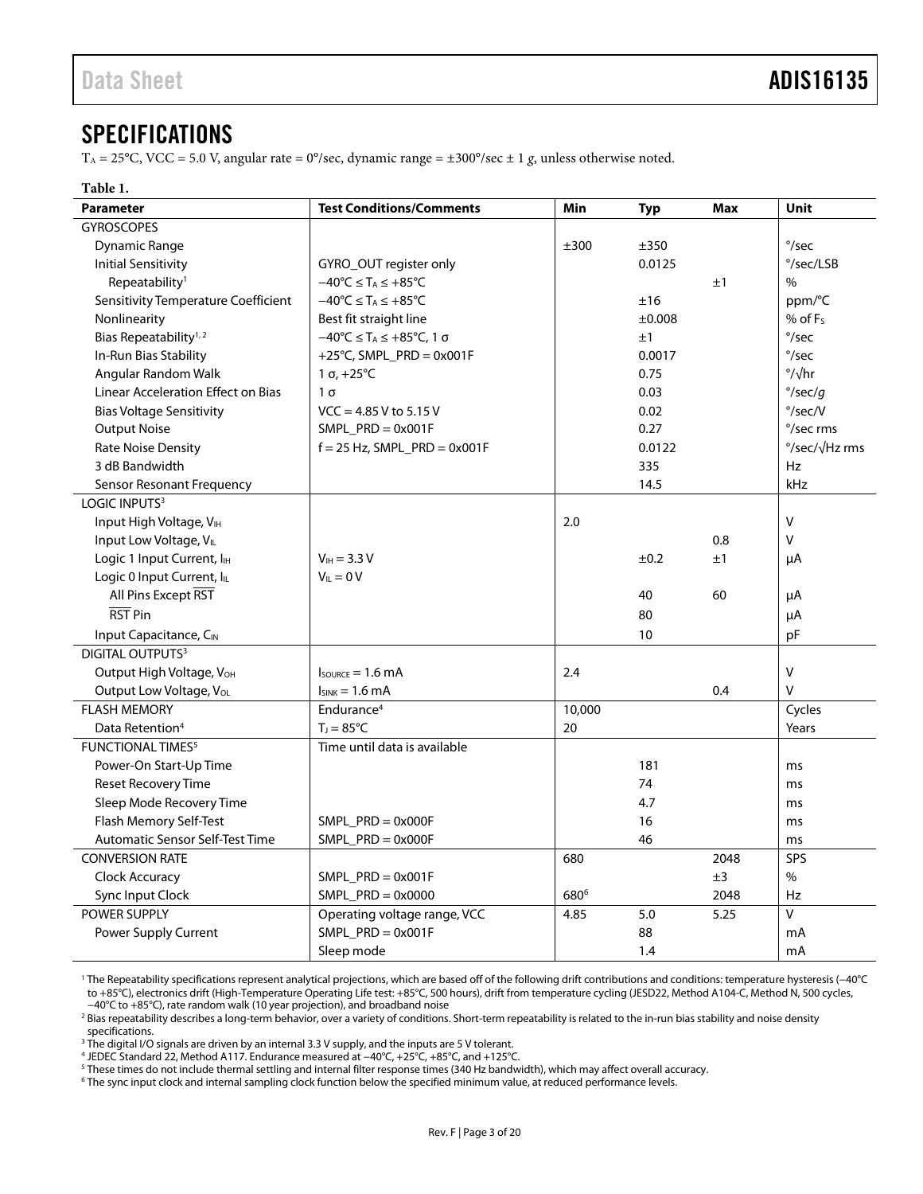# SPECIFICATIONS

$T_A$ = 25°C, VCC = 5.0 V, angular rate = 0°/sec, dynamic range = ±300°/sec ± 1 *g*, unless otherwise noted.

**Table 1.**

| Parameter | Test Conditions/Comments | Min | Typ | Max | Unit |
|---|---|---|---|---|---|
| GYROSCOPES | | | | | |
| Dynamic Range | | ±300 | ±350 | | °/sec |
| Initial Sensitivity | GYRO_OUT register only | | 0.0125 | | °/sec/LSB |
| Repeatability[1] | −40°C ≤ $T_A$ ≤ +85°C | | | ±1 | % |
| Sensitivity Temperature Coefficient | −40°C ≤ $T_A$ ≤ +85°C | | ±16 | | ppm/°C |
| Nonlinearity | Best fit straight line | | ±0.008 | | % of $F_S$ |
| Bias Repeatability[1, 2] | −40°C ≤ $T_A$ ≤ +85°C, 1 σ | | ±1 | | °/sec |
| In-Run Bias Stability | +25°C, SMPL_PRD = 0x001F | | 0.0017 | | °/sec |
| Angular Random Walk | 1 σ, +25°C | | 0.75 | | °/√hr |
| Linear Acceleration Effect on Bias | 1 σ | | 0.03 | | °/sec/*g* |
| Bias Voltage Sensitivity | VCC = 4.85 V to 5.15 V | | 0.02 | | °/sec/V |
| Output Noise | SMPL_PRD = 0x001F | | 0.27 | | °/sec rms |
| Rate Noise Density | f = 25 Hz, SMPL_PRD = 0x001F | | 0.0122 | | °/sec/√Hz rms |
| 3 dB Bandwidth | | | 335 | | Hz |
| Sensor Resonant Frequency | | | 14.5 | | kHz |
| LOGIC INPUTS[3] | | | | | |
| Input High Voltage, $V_{IH}$ | | 2.0 | | | V |
| Input Low Voltage, $V_{IL}$ | | | | 0.8 | V |
| Logic 1 Input Current, $I_{IH}$ | $V_{IH}$ = 3.3 V | | ±0.2 | ±1 | μA |
| Logic 0 Input Current, $I_{IL}$ | $V_{IL}$ = 0 V | | | | |
| All Pins Except $\overline{RST}$ | | | 40 | 60 | μA |
| $\overline{RST}$ Pin | | | 80 | | μA |
| Input Capacitance, $C_{IN}$ | | | 10 | | pF |
| DIGITAL OUTPUTS[3] | | | | | |
| Output High Voltage, $V_{OH}$ | $I_{SOURCE}$ = 1.6 mA | 2.4 | | | V |
| Output Low Voltage, $V_{OL}$ | $I_{SINK}$ = 1.6 mA | | | 0.4 | V |
| FLASH MEMORY | Endurance[4] | 10,000 | | | Cycles |
| Data Retention[4] | $T_J$ = 85°C | 20 | | | Years |
| FUNCTIONAL TIMES[5] | Time until data is available | | | | |
| Power-On Start-Up Time | | | 181 | | ms |
| Reset Recovery Time | | | 74 | | ms |
| Sleep Mode Recovery Time | | | 4.7 | | ms |
| Flash Memory Self-Test | SMPL_PRD = 0x000F | | 16 | | ms |
| Automatic Sensor Self-Test Time | SMPL_PRD = 0x000F | | 46 | | ms |
| CONVERSION RATE | | 680 | | 2048 | SPS |
| Clock Accuracy | SMPL_PRD = 0x001F | | | ±3 | % |
| Sync Input Clock | SMPL_PRD = 0x0000 | 680[6] | | 2048 | Hz |
| POWER SUPPLY | Operating voltage range, VCC | 4.85 | 5.0 | 5.25 | V |
| Power Supply Current | SMPL_PRD = 0x001F | | 88 | | mA |
| | Sleep mode | | 1.4 | | mA |

[1] The Repeatability specifications represent analytical projections, which are based off of the following drift contributions and conditions: temperature hysteresis (−40°C to +85°C), electronics drift (High-Temperature Operating Life test: +85°C, 500 hours), drift from temperature cycling (JESD22, Method A104-C, Method N, 500 cycles, −40°C to +85°C), rate random walk (10 year projection), and broadband noise

[2] Bias repeatability describes a long-term behavior, over a variety of conditions. Short-term repeatability is related to the in-run bias stability and noise density specifications.

[3] The digital I/O signals are driven by an internal 3.3 V supply, and the inputs are 5 V tolerant.

[4] JEDEC Standard 22, Method A117. Endurance measured at −40°C, +25°C, +85°C, and +125°C.

[5] These times do not include thermal settling and internal filter response times (340 Hz bandwidth), which may affect overall accuracy.

[6] The sync input clock and internal sampling clock function below the specified minimum value, at reduced performance levels.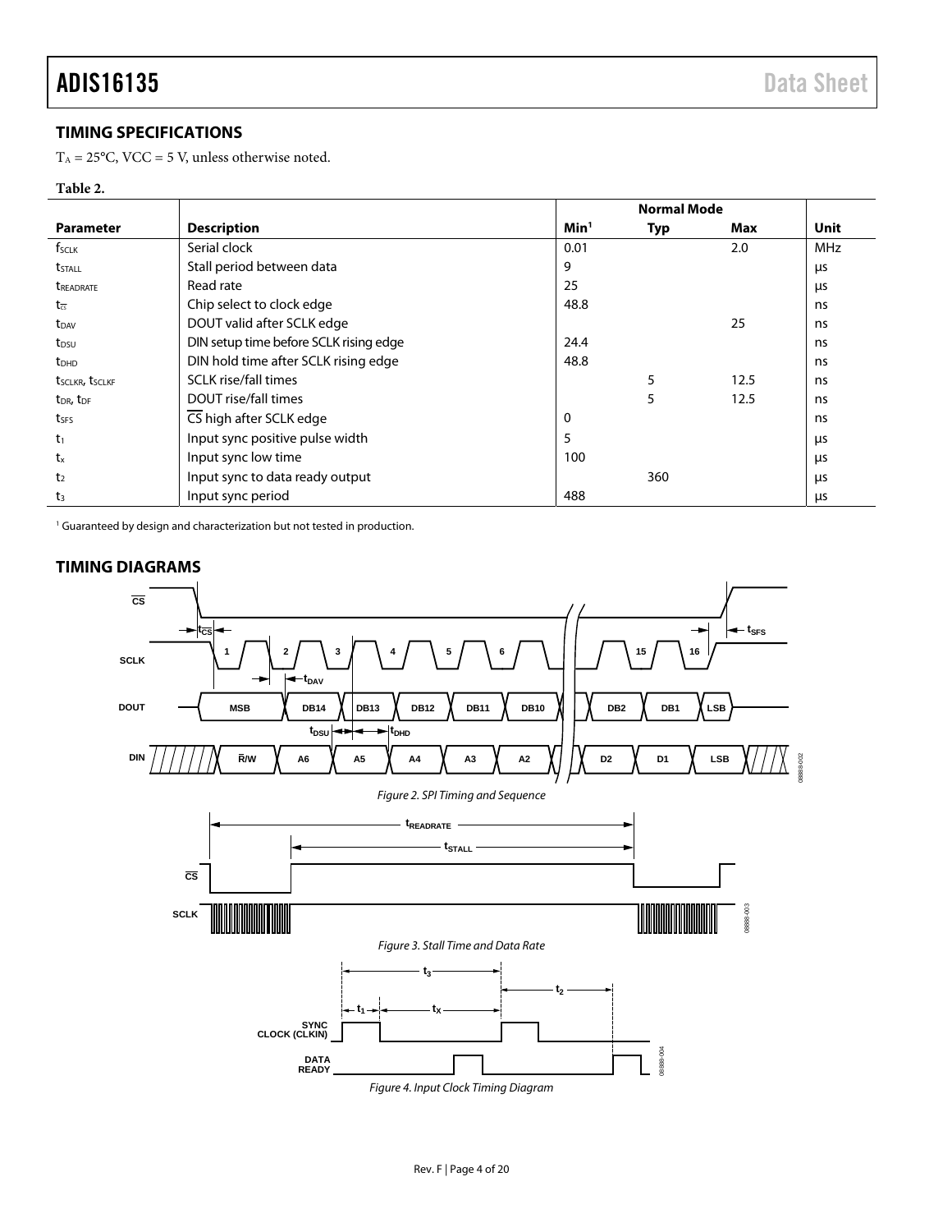## TIMING SPECIFICATIONS

$T_A$ = 25°C, VCC = 5 V, unless otherwise noted.

**Table 2.**

| | | Normal Mode | | | |
|---|---|---|---|---|---|
| **Parameter** | **Description** | **Min[1]** | **Typ** | **Max** | **Unit** |
| $f_{SCLK}$ | Serial clock | 0.01 | | 2.0 | MHz |
| $t_{STALL}$ | Stall period between data | 9 | | | µs |
| $t_{READRATE}$ | Read rate | 25 | | | µs |
| $t_{\overline{CS}}$ | Chip select to clock edge | 48.8 | | | ns |
| $t_{DAV}$ | DOUT valid after SCLK edge | | | 25 | ns |
| $t_{DSU}$ | DIN setup time before SCLK rising edge | 24.4 | | | ns |
| $t_{DHD}$ | DIN hold time after SCLK rising edge | 48.8 | | | ns |
| $t_{SCLKR}$, $t_{SCLKF}$ | SCLK rise/fall times | | 5 | 12.5 | ns |
| $t_{DR}$, $t_{DF}$ | DOUT rise/fall times | | 5 | 12.5 | ns |
| $t_{SFS}$ | $\overline{CS}$ high after SCLK edge | 0 | | | ns |
| $t_1$ | Input sync positive pulse width | 5 | | | µs |
| $t_x$ | Input sync low time | 100 | | | µs |
| $t_2$ | Input sync to data ready output | | 360 | | µs |
| $t_3$ | Input sync period | 488 | | | µs |

[1] Guaranteed by design and characterization but not tested in production.

## TIMING DIAGRAMS

Figure 2. SPI Timing and Sequence

Figure 3. Stall Time and Data Rate

Figure 4. Input Clock Timing Diagram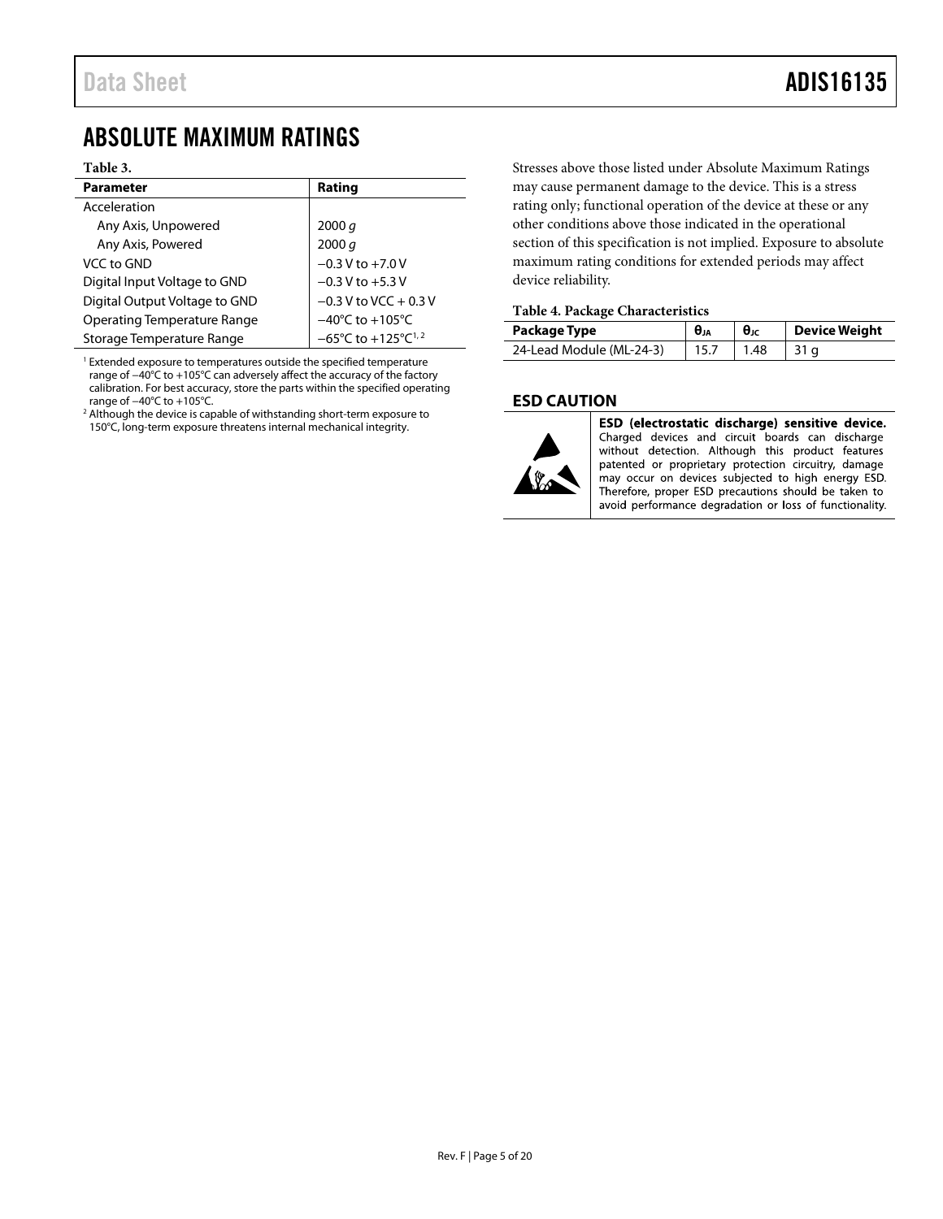# ABSOLUTE MAXIMUM RATINGS

**Table 3.**

| Parameter | Rating |
|---|---|
| Acceleration | |
| Any Axis, Unpowered | 2000 *g* |
| Any Axis, Powered | 2000 *g* |
| VCC to GND | −0.3 V to +7.0 V |
| Digital Input Voltage to GND | −0.3 V to +5.3 V |
| Digital Output Voltage to GND | −0.3 V to VCC + 0.3 V |
| Operating Temperature Range | −40°C to +105°C |
| Storage Temperature Range | −65°C to +125°C[1, 2] |

[1] Extended exposure to temperatures outside the specified temperature range of −40°C to +105°C can adversely affect the accuracy of the factory calibration. For best accuracy, store the parts within the specified operating range of −40°C to +105°C.

[2] Although the device is capable of withstanding short-term exposure to 150°C, long-term exposure threatens internal mechanical integrity.

Stresses above those listed under Absolute Maximum Ratings may cause permanent damage to the device. This is a stress rating only; functional operation of the device at these or any other conditions above those indicated in the operational section of this specification is not implied. Exposure to absolute maximum rating conditions for extended periods may affect device reliability.

**Table 4. Package Characteristics**

| Package Type | $\theta_{JA}$ | $\theta_{JC}$ | Device Weight |
|---|---|---|---|
| 24-Lead Module (ML-24-3) | 15.7 | 1.48 | 31 g |

## ESD CAUTION

**ESD (electrostatic discharge) sensitive device.** Charged devices and circuit boards can discharge without detection. Although this product features patented or proprietary protection circuitry, damage may occur on devices subjected to high energy ESD. Therefore, proper ESD precautions should be taken to avoid performance degradation or loss of functionality.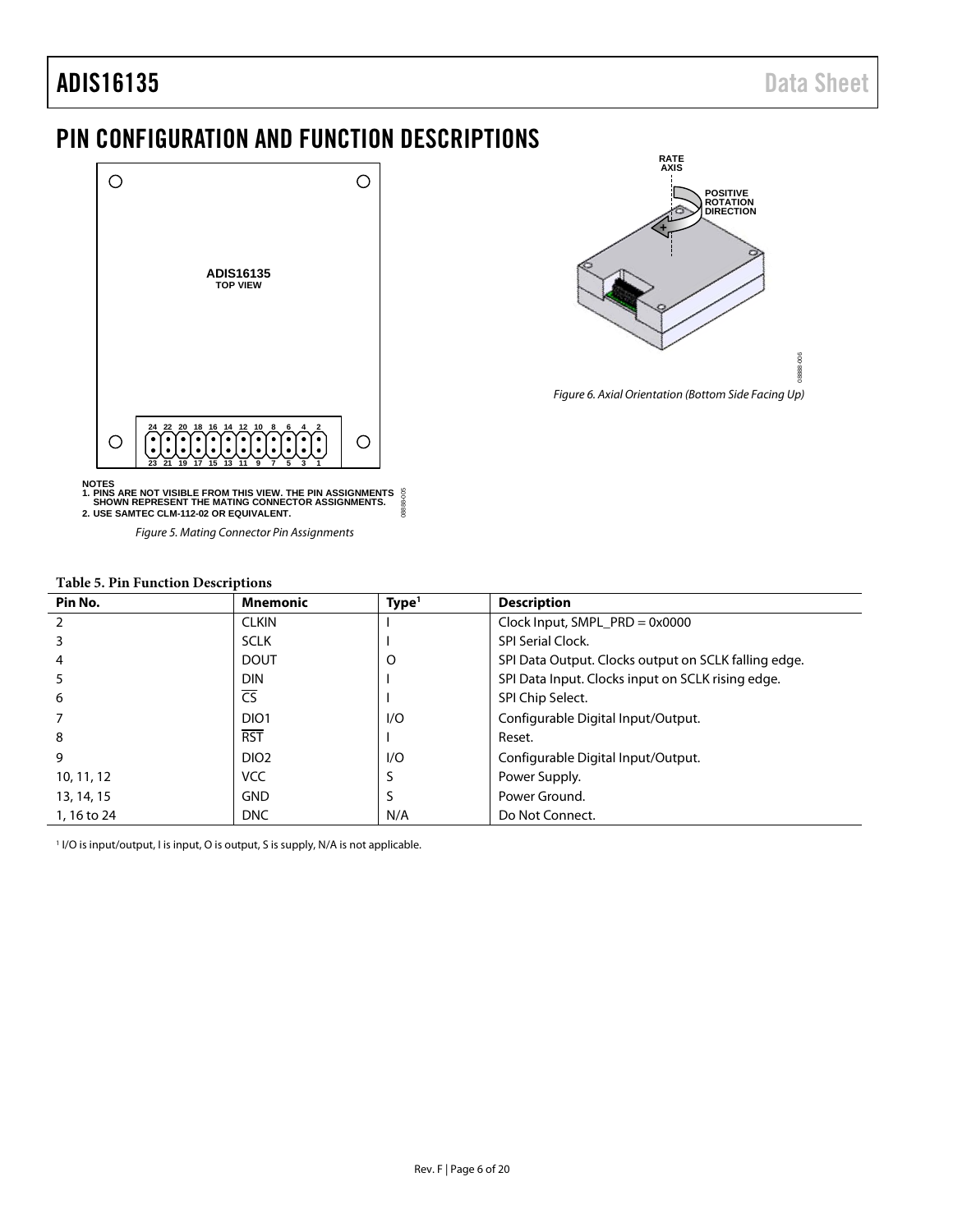# PIN CONFIGURATION AND FUNCTION DESCRIPTIONS

NOTES
1. PINS ARE NOT VISIBLE FROM THIS VIEW. THE PIN ASSIGNMENTS SHOWN REPRESENT THE MATING CONNECTOR ASSIGNMENTS.
2. USE SAMTEC CLM-112-02 OR EQUIVALENT.

*Figure 5. Mating Connector Pin Assignments*

*Figure 6. Axial Orientation (Bottom Side Facing Up)*

**Table 5. Pin Function Descriptions**

| Pin No. | Mnemonic | Type[1] | Description |
|---|---|---|---|
| 2 | CLKIN | I | Clock Input, SMPL_PRD = 0x0000 |
| 3 | SCLK | I | SPI Serial Clock. |
| 4 | DOUT | O | SPI Data Output. Clocks output on SCLK falling edge. |
| 5 | DIN | I | SPI Data Input. Clocks input on SCLK rising edge. |
| 6 | $\overline{CS}$ | I | SPI Chip Select. |
| 7 | DIO1 | I/O | Configurable Digital Input/Output. |
| 8 | $\overline{RST}$ | I | Reset. |
| 9 | DIO2 | I/O | Configurable Digital Input/Output. |
| 10, 11, 12 | VCC | S | Power Supply. |
| 13, 14, 15 | GND | S | Power Ground. |
| 1, 16 to 24 | DNC | N/A | Do Not Connect. |

[1] I/O is input/output, I is input, O is output, S is supply, N/A is not applicable.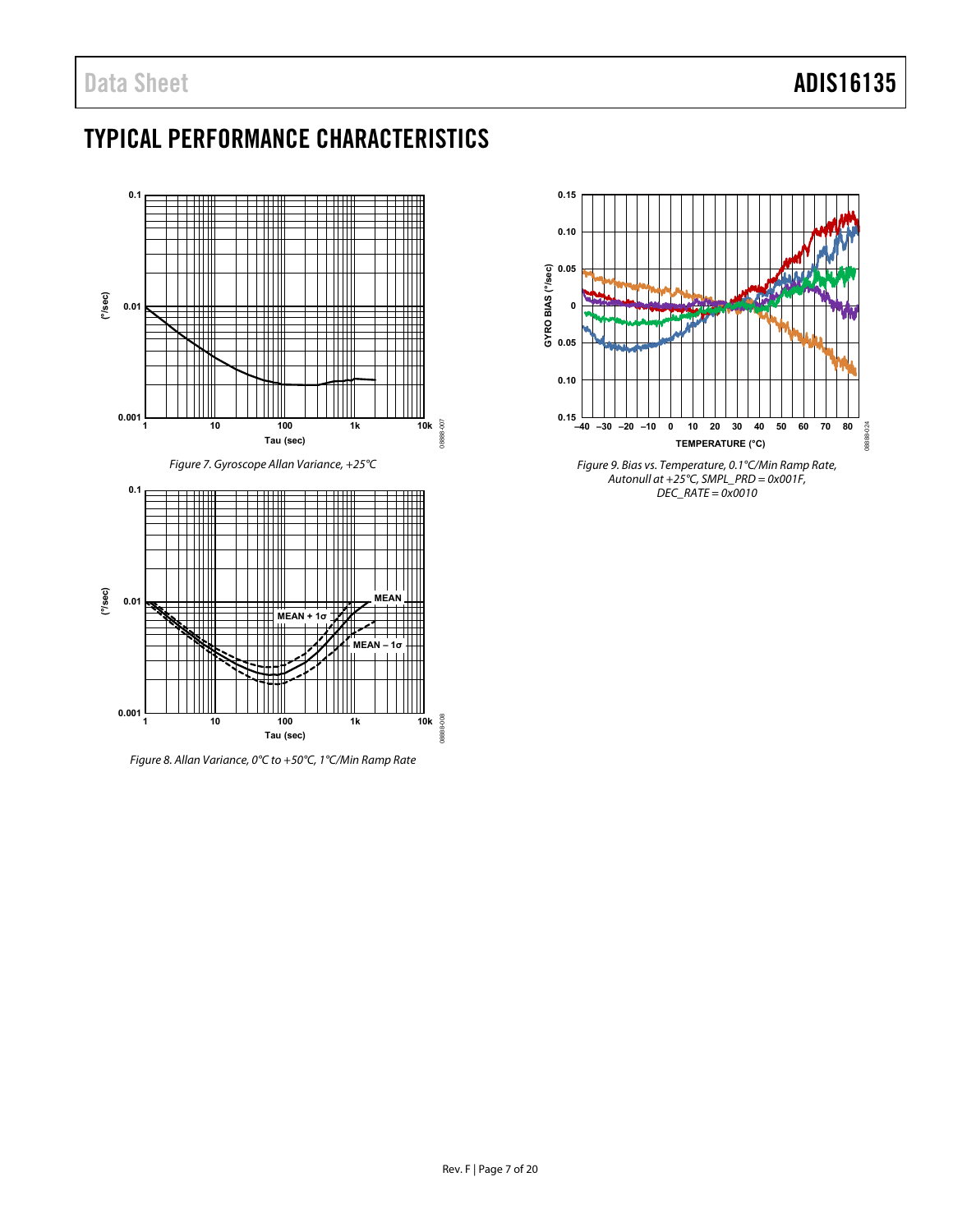# TYPICAL PERFORMANCE CHARACTERISTICS

Figure 7. Gyroscope Allan Variance, +25°C

Figure 8. Allan Variance, 0°C to +50°C, 1°C/Min Ramp Rate

Figure 9. Bias vs. Temperature, 0.1°C/Min Ramp Rate, Autonull at +25°C, SMPL_PRD = 0x001F, DEC_RATE = 0x0010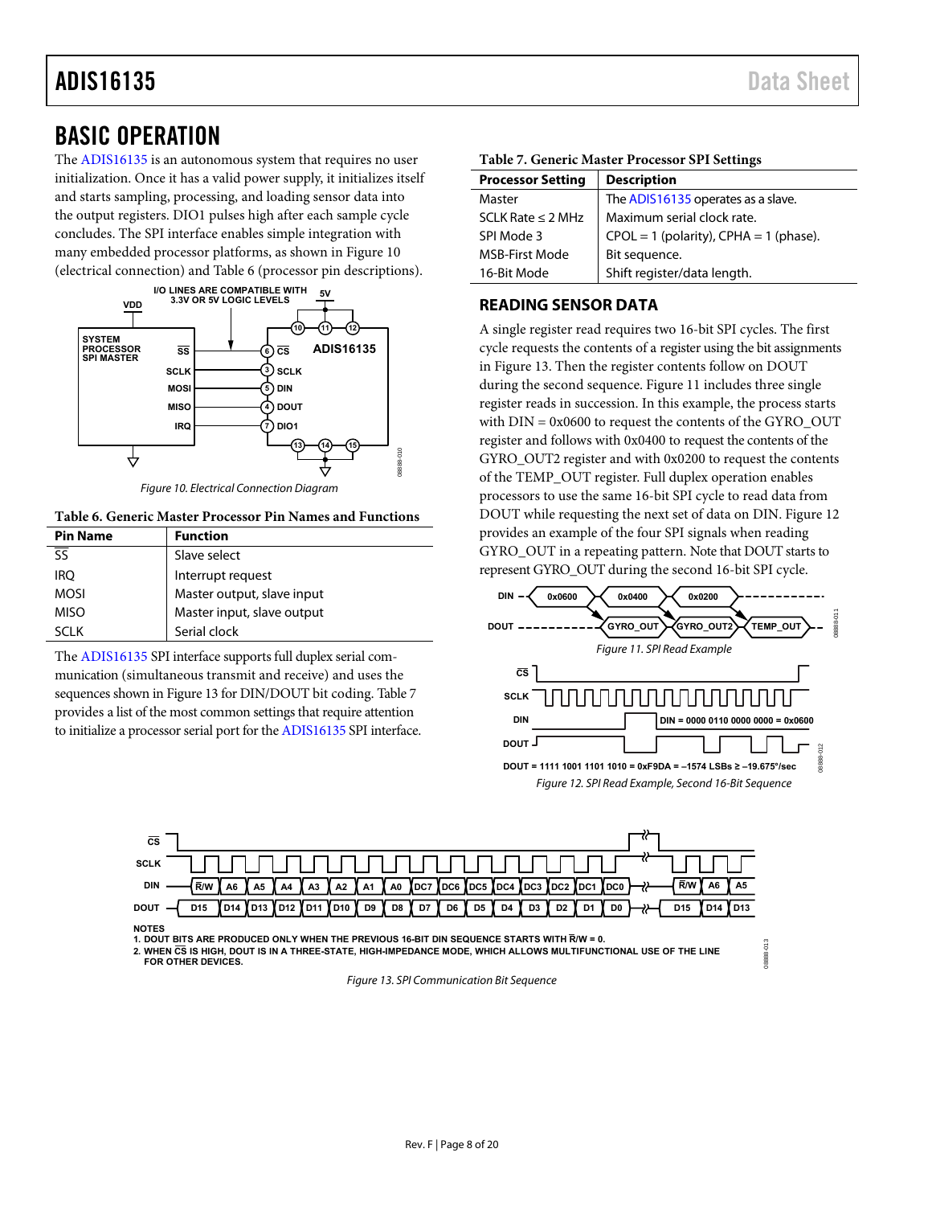# BASIC OPERATION

The ADIS16135 is an autonomous system that requires no user initialization. Once it has a valid power supply, it initializes itself and starts sampling, processing, and loading sensor data into the output registers. DIO1 pulses high after each sample cycle concludes. The SPI interface enables simple integration with many embedded processor platforms, as shown in Figure 10 (electrical connection) and Table 6 (processor pin descriptions).

Figure 10. Electrical Connection Diagram

**Table 6. Generic Master Processor Pin Names and Functions**

| Pin Name | Function |
|---|---|
| $\overline{\text{SS}}$ | Slave select |
| IRQ | Interrupt request |
| MOSI | Master output, slave input |
| MISO | Master input, slave output |
| SCLK | Serial clock |

The ADIS16135 SPI interface supports full duplex serial communication (simultaneous transmit and receive) and uses the sequences shown in Figure 13 for DIN/DOUT bit coding. Table 7 provides a list of the most common settings that require attention to initialize a processor serial port for the ADIS16135 SPI interface.

**Table 7. Generic Master Processor SPI Settings**

| Processor Setting | Description |
|---|---|
| Master | The ADIS16135 operates as a slave. |
| SCLK Rate ≤ 2 MHz | Maximum serial clock rate. |
| SPI Mode 3 | CPOL = 1 (polarity), CPHA = 1 (phase). |
| MSB-First Mode | Bit sequence. |
| 16-Bit Mode | Shift register/data length. |

## READING SENSOR DATA

A single register read requires two 16-bit SPI cycles. The first cycle requests the contents of a register using the bit assignments in Figure 13. Then the register contents follow on DOUT during the second sequence. Figure 11 includes three single register reads in succession. In this example, the process starts with DIN = 0x0600 to request the contents of the GYRO_OUT register and follows with 0x0400 to request the contents of the GYRO_OUT2 register and with 0x0200 to request the contents of the TEMP_OUT register. Full duplex operation enables processors to use the same 16-bit SPI cycle to read data from DOUT while requesting the next set of data on DIN. Figure 12 provides an example of the four SPI signals when reading GYRO_OUT in a repeating pattern. Note that DOUT starts to represent GYRO_OUT during the second 16-bit SPI cycle.

Figure 11. SPI Read Example

DIN = 0000 0110 0000 0000 = 0x0600

DOUT = 1111 1001 1101 1010 = 0xF9DA = −1574 LSBs ≥ −19.675°/sec

Figure 12. SPI Read Example, Second 16-Bit Sequence

NOTES
1. DOUT BITS ARE PRODUCED ONLY WHEN THE PREVIOUS 16-BIT DIN SEQUENCE STARTS WITH R/$\overline{\text{W}}$ = 0.
2. WHEN $\overline{\text{CS}}$ IS HIGH, DOUT IS IN A THREE-STATE, HIGH-IMPEDANCE MODE, WHICH ALLOWS MULTIFUNCTIONAL USE OF THE LINE FOR OTHER DEVICES.

Figure 13. SPI Communication Bit Sequence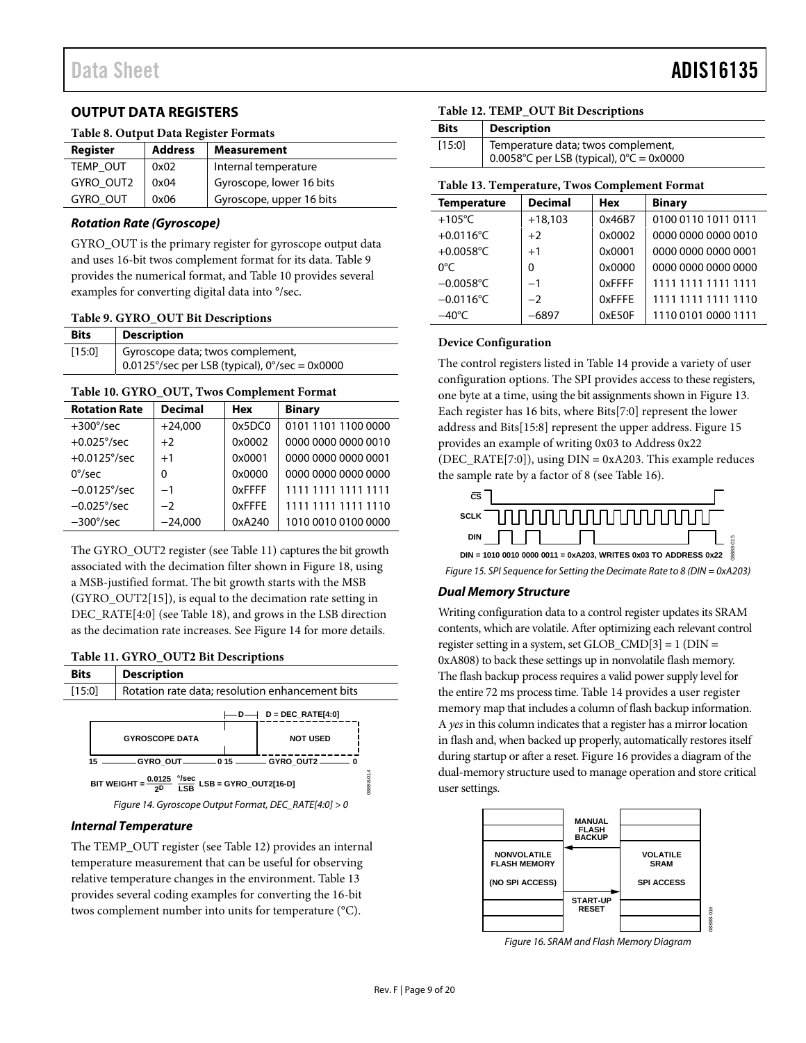## OUTPUT DATA REGISTERS

**Table 8. Output Data Register Formats**

| Register | Address | Measurement |
|---|---|---|
| TEMP_OUT | 0x02 | Internal temperature |
| GYRO_OUT2 | 0x04 | Gyroscope, lower 16 bits |
| GYRO_OUT | 0x06 | Gyroscope, upper 16 bits |

### *Rotation Rate (Gyroscope)*

GYRO_OUT is the primary register for gyroscope output data and uses 16-bit twos complement format for its data. Table 9 provides the numerical format, and Table 10 provides several examples for converting digital data into °/sec.

**Table 9. GYRO_OUT Bit Descriptions**

| Bits | Description |
|---|---|
| [15:0] | Gyroscope data; twos complement, 0.0125°/sec per LSB (typical), 0°/sec = 0x0000 |

**Table 10. GYRO_OUT, Twos Complement Format**

| Rotation Rate | Decimal | Hex | Binary |
|---|---|---|---|
| +300°/sec | +24,000 | 0x5DC0 | 0101 1101 1100 0000 |
| +0.025°/sec | +2 | 0x0002 | 0000 0000 0000 0010 |
| +0.0125°/sec | +1 | 0x0001 | 0000 0000 0000 0001 |
| 0°/sec | 0 | 0x0000 | 0000 0000 0000 0000 |
| −0.0125°/sec | −1 | 0xFFFF | 1111 1111 1111 1111 |
| −0.025°/sec | −2 | 0xFFFE | 1111 1111 1111 1110 |
| −300°/sec | −24,000 | 0xA240 | 1010 0010 0100 0000 |

The GYRO_OUT2 register (see Table 11) captures the bit growth associated with the decimation filter shown in Figure 18, using a MSB-justified format. The bit growth starts with the MSB (GYRO_OUT2[15]), is equal to the decimation rate setting in DEC_RATE[4:0] (see Table 18), and grows in the LSB direction as the decimation rate increases. See Figure 14 for more details.

**Table 11. GYRO_OUT2 Bit Descriptions**

| Bits | Description |
|---|---|
| [15:0] | Rotation rate data; resolution enhancement bits |

D = DEC_RATE[4:0]

GYROSCOPE DATA | NOT USED

15 — GYRO_OUT — 0 15 — GYRO_OUT2 — 0

BIT WEIGHT = $\frac{0.0125}{2^D}$ $\frac{°/sec}{LSB}$ LSB = GYRO_OUT2[16-D]

*Figure 14. Gyroscope Output Format, DEC_RATE[4:0] > 0*

### *Internal Temperature*

The TEMP_OUT register (see Table 12) provides an internal temperature measurement that can be useful for observing relative temperature changes in the environment. Table 13 provides several coding examples for converting the 16-bit twos complement number into units for temperature (°C).

**Table 12. TEMP_OUT Bit Descriptions**

| Bits | Description |
|---|---|
| [15:0] | Temperature data; twos complement, 0.0058°C per LSB (typical), 0°C = 0x0000 |

**Table 13. Temperature, Twos Complement Format**

| Temperature | Decimal | Hex | Binary |
|---|---|---|---|
| +105°C | +18,103 | 0x46B7 | 0100 0110 1011 0111 |
| +0.0116°C | +2 | 0x0002 | 0000 0000 0000 0010 |
| +0.0058°C | +1 | 0x0001 | 0000 0000 0000 0001 |
| 0°C | 0 | 0x0000 | 0000 0000 0000 0000 |
| −0.0058°C | −1 | 0xFFFF | 1111 1111 1111 1111 |
| −0.0116°C | −2 | 0xFFFE | 1111 1111 1111 1110 |
| −40°C | −6897 | 0xE50F | 1110 0101 0000 1111 |

**Device Configuration**

The control registers listed in Table 14 provide a variety of user configuration options. The SPI provides access to these registers, one byte at a time, using the bit assignments shown in Figure 13. Each register has 16 bits, where Bits[7:0] represent the lower address and Bits[15:8] represent the upper address. Figure 15 provides an example of writing 0x03 to Address 0x22 (DEC_RATE[7:0]), using DIN = 0xA203. This example reduces the sample rate by a factor of 8 (see Table 16).

CS
SCLK
DIN

DIN = 1010 0010 0000 0011 = 0xA203, WRITES 0x03 TO ADDRESS 0x22

*Figure 15. SPI Sequence for Setting the Decimate Rate to 8 (DIN = 0xA203)*

### *Dual Memory Structure*

Writing configuration data to a control register updates its SRAM contents, which are volatile. After optimizing each relevant control register setting in a system, set GLOB_CMD[3] = 1 (DIN = 0xA808) to back these settings up in nonvolatile flash memory. The flash backup process requires a valid power supply level for the entire 72 ms process time. Table 14 provides a user register memory map that includes a column of flash backup information. A *yes* in this column indicates that a register has a mirror location in flash and, when backed up properly, automatically restores itself during startup or after a reset. Figure 16 provides a diagram of the dual-memory structure used to manage operation and store critical user settings.

NONVOLATILE FLASH MEMORY (NO SPI ACCESS) | MANUAL FLASH BACKUP | START-UP RESET | VOLATILE SRAM SPI ACCESS

*Figure 16. SRAM and Flash Memory Diagram*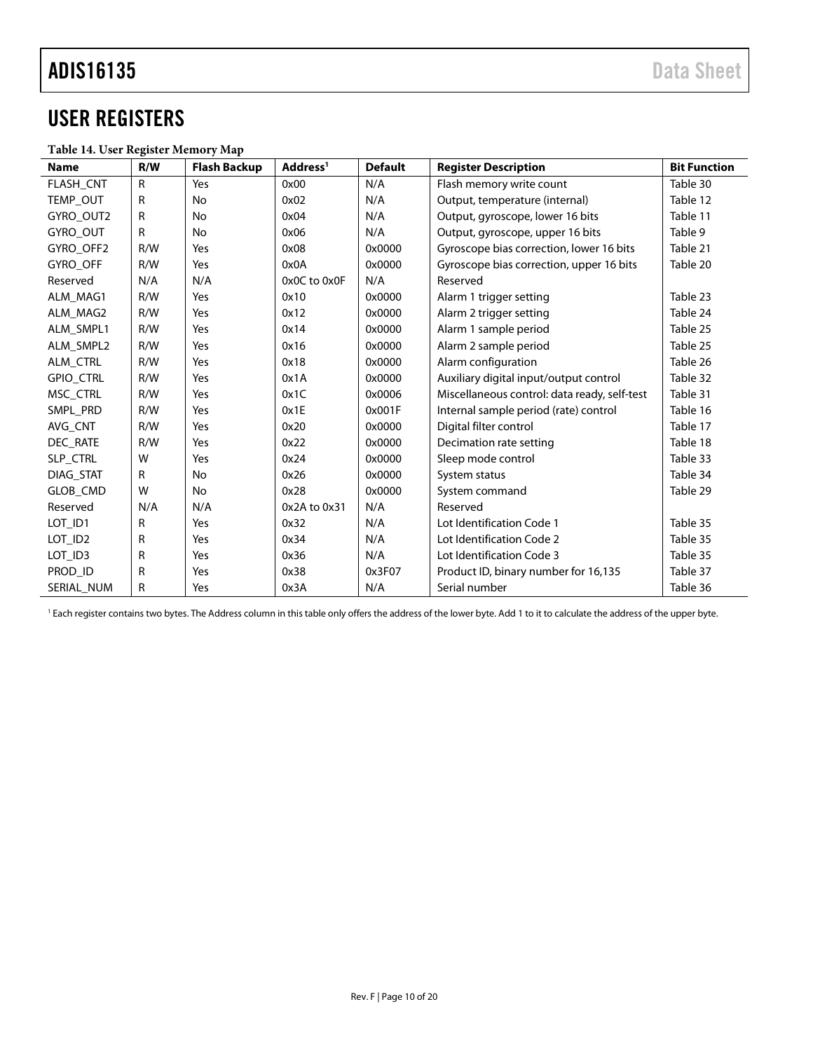## USER REGISTERS

**Table 14. User Register Memory Map**

| Name | R/W | Flash Backup | Address[1] | Default | Register Description | Bit Function |
|---|---|---|---|---|---|---|
| FLASH_CNT | R | Yes | 0x00 | N/A | Flash memory write count | Table 30 |
| TEMP_OUT | R | No | 0x02 | N/A | Output, temperature (internal) | Table 12 |
| GYRO_OUT2 | R | No | 0x04 | N/A | Output, gyroscope, lower 16 bits | Table 11 |
| GYRO_OUT | R | No | 0x06 | N/A | Output, gyroscope, upper 16 bits | Table 9 |
| GYRO_OFF2 | R/W | Yes | 0x08 | 0x0000 | Gyroscope bias correction, lower 16 bits | Table 21 |
| GYRO_OFF | R/W | Yes | 0x0A | 0x0000 | Gyroscope bias correction, upper 16 bits | Table 20 |
| Reserved | N/A | N/A | 0x0C to 0x0F | N/A | Reserved | |
| ALM_MAG1 | R/W | Yes | 0x10 | 0x0000 | Alarm 1 trigger setting | Table 23 |
| ALM_MAG2 | R/W | Yes | 0x12 | 0x0000 | Alarm 2 trigger setting | Table 24 |
| ALM_SMPL1 | R/W | Yes | 0x14 | 0x0000 | Alarm 1 sample period | Table 25 |
| ALM_SMPL2 | R/W | Yes | 0x16 | 0x0000 | Alarm 2 sample period | Table 25 |
| ALM_CTRL | R/W | Yes | 0x18 | 0x0000 | Alarm configuration | Table 26 |
| GPIO_CTRL | R/W | Yes | 0x1A | 0x0000 | Auxiliary digital input/output control | Table 32 |
| MSC_CTRL | R/W | Yes | 0x1C | 0x0006 | Miscellaneous control: data ready, self-test | Table 31 |
| SMPL_PRD | R/W | Yes | 0x1E | 0x001F | Internal sample period (rate) control | Table 16 |
| AVG_CNT | R/W | Yes | 0x20 | 0x0000 | Digital filter control | Table 17 |
| DEC_RATE | R/W | Yes | 0x22 | 0x0000 | Decimation rate setting | Table 18 |
| SLP_CTRL | W | Yes | 0x24 | 0x0000 | Sleep mode control | Table 33 |
| DIAG_STAT | R | No | 0x26 | 0x0000 | System status | Table 34 |
| GLOB_CMD | W | No | 0x28 | 0x0000 | System command | Table 29 |
| Reserved | N/A | N/A | 0x2A to 0x31 | N/A | Reserved | |
| LOT_ID1 | R | Yes | 0x32 | N/A | Lot Identification Code 1 | Table 35 |
| LOT_ID2 | R | Yes | 0x34 | N/A | Lot Identification Code 2 | Table 35 |
| LOT_ID3 | R | Yes | 0x36 | N/A | Lot Identification Code 3 | Table 35 |
| PROD_ID | R | Yes | 0x38 | 0x3F07 | Product ID, binary number for 16,135 | Table 37 |
| SERIAL_NUM | R | Yes | 0x3A | N/A | Serial number | Table 36 |

[1] Each register contains two bytes. The Address column in this table only offers the address of the lower byte. Add 1 to it to calculate the address of the upper byte.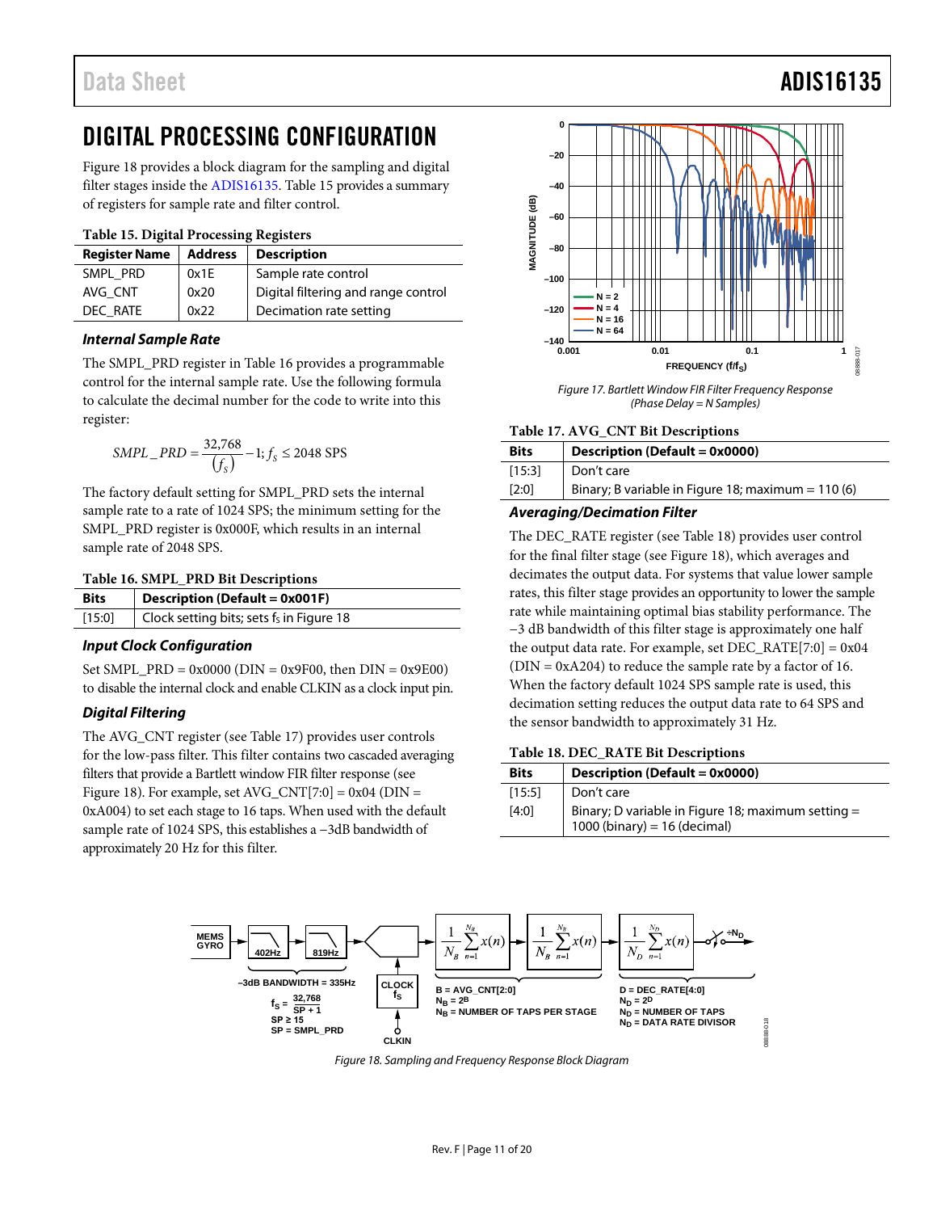# DIGITAL PROCESSING CONFIGURATION

Figure 18 provides a block diagram for the sampling and digital filter stages inside the ADIS16135. Table 15 provides a summary of registers for sample rate and filter control.

**Table 15. Digital Processing Registers**

| Register Name | Address | Description |
|---|---|---|
| SMPL_PRD | 0x1E | Sample rate control |
| AVG_CNT | 0x20 | Digital filtering and range control |
| DEC_RATE | 0x22 | Decimation rate setting |

### *Internal Sample Rate*

The SMPL_PRD register in Table 16 provides a programmable control for the internal sample rate. Use the following formula to calculate the decimal number for the code to write into this register:

$$SMPL\_PRD = \frac{32{,}768}{(f_S)} - 1;\ f_S \leq 2048 \text{ SPS}$$

The factory default setting for SMPL_PRD sets the internal sample rate to a rate of 1024 SPS; the minimum setting for the SMPL_PRD register is 0x000F, which results in an internal sample rate of 2048 SPS.

**Table 16. SMPL_PRD Bit Descriptions**

| Bits | Description (Default = 0x001F) |
|---|---|
| [15:0] | Clock setting bits; sets $f_S$ in Figure 18 |

### *Input Clock Configuration*

Set SMPL_PRD = 0x0000 (DIN = 0x9F00, then DIN = 0x9E00) to disable the internal clock and enable CLKIN as a clock input pin.

### *Digital Filtering*

The AVG_CNT register (see Table 17) provides user controls for the low-pass filter. This filter contains two cascaded averaging filters that provide a Bartlett window FIR filter response (see Figure 18). For example, set AVG_CNT[7:0] = 0x04 (DIN = 0xA004) to set each stage to 16 taps. When used with the default sample rate of 1024 SPS, this establishes a −3dB bandwidth of approximately 20 Hz for this filter.

Figure 17. Bartlett Window FIR Filter Frequency Response (Phase Delay = N Samples)

**Table 17. AVG_CNT Bit Descriptions**

| Bits | Description (Default = 0x0000) |
|---|---|
| [15:3] | Don't care |
| [2:0] | Binary; B variable in Figure 18; maximum = 110 (6) |

### *Averaging/Decimation Filter*

The DEC_RATE register (see Table 18) provides user control for the final filter stage (see Figure 18), which averages and decimates the output data. For systems that value lower sample rates, this filter stage provides an opportunity to lower the sample rate while maintaining optimal bias stability performance. The −3 dB bandwidth of this filter stage is approximately one half the output data rate. For example, set DEC_RATE[7:0] = 0x04 (DIN = 0xA204) to reduce the sample rate by a factor of 16. When the factory default 1024 SPS sample rate is used, this decimation setting reduces the output data rate to 64 SPS and the sensor bandwidth to approximately 31 Hz.

**Table 18. DEC_RATE Bit Descriptions**

| Bits | Description (Default = 0x0000) |
|---|---|
| [15:5] | Don't care |
| [4:0] | Binary; D variable in Figure 18; maximum setting = 1000 (binary) = 16 (decimal) |

Figure 18. Sampling and Frequency Response Block Diagram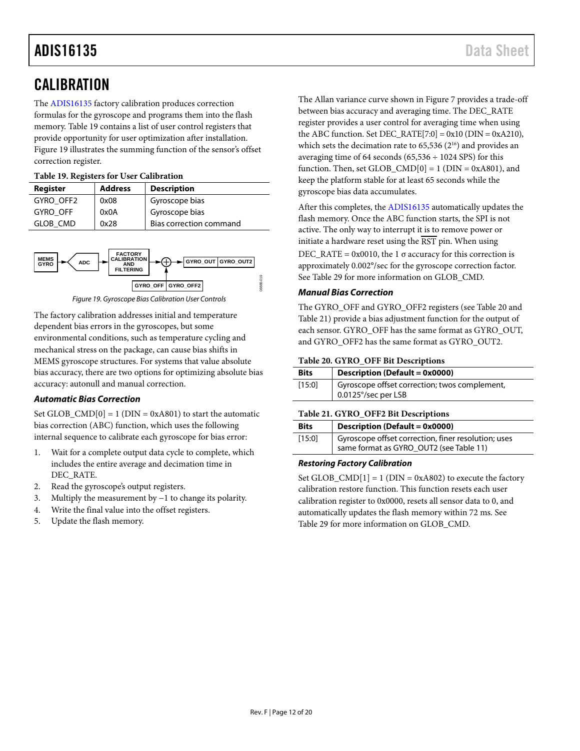# CALIBRATION

The ADIS16135 factory calibration produces correction formulas for the gyroscope and programs them into the flash memory. Table 19 contains a list of user control registers that provide opportunity for user optimization after installation. Figure 19 illustrates the summing function of the sensor's offset correction register.

**Table 19. Registers for User Calibration**

| Register | Address | Description |
|---|---|---|
| GYRO_OFF2 | 0x08 | Gyroscope bias |
| GYRO_OFF | 0x0A | Gyroscope bias |
| GLOB_CMD | 0x28 | Bias correction command |

*Figure 19. Gyroscope Bias Calibration User Controls*

The factory calibration addresses initial and temperature dependent bias errors in the gyroscopes, but some environmental conditions, such as temperature cycling and mechanical stress on the package, can cause bias shifts in MEMS gyroscope structures. For systems that value absolute bias accuracy, there are two options for optimizing absolute bias accuracy: autonull and manual correction.

### *Automatic Bias Correction*

Set GLOB_CMD[0] = 1 (DIN = 0xA801) to start the automatic bias correction (ABC) function, which uses the following internal sequence to calibrate each gyroscope for bias error:

1. Wait for a complete output data cycle to complete, which includes the entire average and decimation time in DEC_RATE.
2. Read the gyroscope's output registers.
3. Multiply the measurement by −1 to change its polarity.
4. Write the final value into the offset registers.
5. Update the flash memory.

The Allan variance curve shown in Figure 7 provides a trade-off between bias accuracy and averaging time. The DEC_RATE register provides a user control for averaging time when using the ABC function. Set DEC_RATE[7:0] = 0x10 (DIN = 0xA210), which sets the decimation rate to 65,536 ($2^{16}$) and provides an averaging time of 64 seconds (65,536 ÷ 1024 SPS) for this function. Then, set GLOB_CMD[0] = 1 (DIN = 0xA801), and keep the platform stable for at least 65 seconds while the gyroscope bias data accumulates.

After this completes, the ADIS16135 automatically updates the flash memory. Once the ABC function starts, the SPI is not active. The only way to interrupt it is to remove power or initiate a hardware reset using the $\overline{\text{RST}}$ pin. When using DEC_RATE = 0x0010, the 1 σ accuracy for this correction is approximately 0.002°/sec for the gyroscope correction factor. See Table 29 for more information on GLOB_CMD.

### *Manual Bias Correction*

The GYRO_OFF and GYRO_OFF2 registers (see Table 20 and Table 21) provide a bias adjustment function for the output of each sensor. GYRO_OFF has the same format as GYRO_OUT, and GYRO_OFF2 has the same format as GYRO_OUT2.

**Table 20. GYRO_OFF Bit Descriptions**

| Bits | Description (Default = 0x0000) |
|---|---|
| [15:0] | Gyroscope offset correction; twos complement, 0.0125°/sec per LSB |

**Table 21. GYRO_OFF2 Bit Descriptions**

| Bits | Description (Default = 0x0000) |
|---|---|
| [15:0] | Gyroscope offset correction, finer resolution; uses same format as GYRO_OUT2 (see Table 11) |

### *Restoring Factory Calibration*

Set GLOB_CMD[1] = 1 (DIN = 0xA802) to execute the factory calibration restore function. This function resets each user calibration register to 0x0000, resets all sensor data to 0, and automatically updates the flash memory within 72 ms. See Table 29 for more information on GLOB_CMD.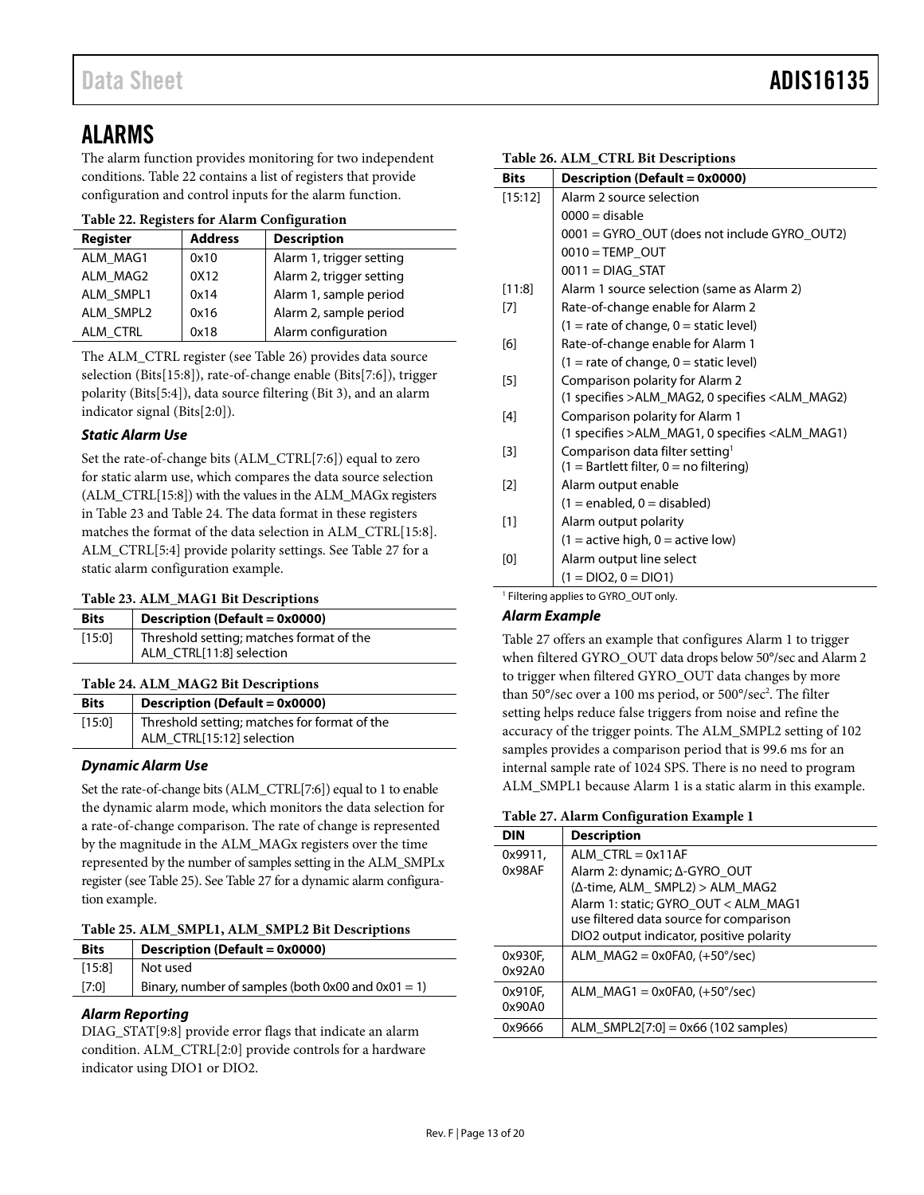# ALARMS

The alarm function provides monitoring for two independent conditions. Table 22 contains a list of registers that provide configuration and control inputs for the alarm function.

**Table 22. Registers for Alarm Configuration**

| Register | Address | Description |
|---|---|---|
| ALM_MAG1 | 0x10 | Alarm 1, trigger setting |
| ALM_MAG2 | 0X12 | Alarm 2, trigger setting |
| ALM_SMPL1 | 0x14 | Alarm 1, sample period |
| ALM_SMPL2 | 0x16 | Alarm 2, sample period |
| ALM_CTRL | 0x18 | Alarm configuration |

The ALM_CTRL register (see Table 26) provides data source selection (Bits[15:8]), rate-of-change enable (Bits[7:6]), trigger polarity (Bits[5:4]), data source filtering (Bit 3), and an alarm indicator signal (Bits[2:0]).

### *Static Alarm Use*

Set the rate-of-change bits (ALM_CTRL[7:6]) equal to zero for static alarm use, which compares the data source selection (ALM_CTRL[15:8]) with the values in the ALM_MAGx registers in Table 23 and Table 24. The data format in these registers matches the format of the data selection in ALM_CTRL[15:8]. ALM_CTRL[5:4] provide polarity settings. See Table 27 for a static alarm configuration example.

**Table 23. ALM_MAG1 Bit Descriptions**

| Bits | Description (Default = 0x0000) |
|---|---|
| [15:0] | Threshold setting; matches format of the ALM_CTRL[11:8] selection |

**Table 24. ALM_MAG2 Bit Descriptions**

| Bits | Description (Default = 0x0000) |
|---|---|
| [15:0] | Threshold setting; matches for format of the ALM_CTRL[15:12] selection |

### *Dynamic Alarm Use*

Set the rate-of-change bits (ALM_CTRL[7:6]) equal to 1 to enable the dynamic alarm mode, which monitors the data selection for a rate-of-change comparison. The rate of change is represented by the magnitude in the ALM_MAGx registers over the time represented by the number of samples setting in the ALM_SMPLx register (see Table 25). See Table 27 for a dynamic alarm configuration example.

**Table 25. ALM_SMPL1, ALM_SMPL2 Bit Descriptions**

| Bits | Description (Default = 0x0000) |
|---|---|
| [15:8] | Not used |
| [7:0] | Binary, number of samples (both 0x00 and 0x01 = 1) |

### *Alarm Reporting*

DIAG_STAT[9:8] provide error flags that indicate an alarm condition. ALM_CTRL[2:0] provide controls for a hardware indicator using DIO1 or DIO2.

**Table 26. ALM_CTRL Bit Descriptions**

| Bits | Description (Default = 0x0000) |
|---|---|
| [15:12] | Alarm 2 source selection<br>0000 = disable<br>0001 = GYRO_OUT (does not include GYRO_OUT2)<br>0010 = TEMP_OUT<br>0011 = DIAG_STAT |
| [11:8] | Alarm 1 source selection (same as Alarm 2) |
| [7] | Rate-of-change enable for Alarm 2<br>(1 = rate of change, 0 = static level) |
| [6] | Rate-of-change enable for Alarm 1<br>(1 = rate of change, 0 = static level) |
| [5] | Comparison polarity for Alarm 2<br>(1 specifies >ALM_MAG2, 0 specifies <ALM_MAG2) |
| [4] | Comparison polarity for Alarm 1<br>(1 specifies >ALM_MAG1, 0 specifies <ALM_MAG1) |
| [3] | Comparison data filter setting[1]<br>(1 = Bartlett filter, 0 = no filtering) |
| [2] | Alarm output enable<br>(1 = enabled, 0 = disabled) |
| [1] | Alarm output polarity<br>(1 = active high, 0 = active low) |
| [0] | Alarm output line select<br>(1 = DIO2, 0 = DIO1) |

[1] Filtering applies to GYRO_OUT only.

### *Alarm Example*

Table 27 offers an example that configures Alarm 1 to trigger when filtered GYRO_OUT data drops below 50°/sec and Alarm 2 to trigger when filtered GYRO_OUT data changes by more than 50°/sec over a 100 ms period, or 500°/sec$^2$. The filter setting helps reduce false triggers from noise and refine the accuracy of the trigger points. The ALM_SMPL2 setting of 102 samples provides a comparison period that is 99.6 ms for an internal sample rate of 1024 SPS. There is no need to program ALM_SMPL1 because Alarm 1 is a static alarm in this example.

**Table 27. Alarm Configuration Example 1**

| DIN | Description |
|---|---|
| 0x9911, 0x98AF | ALM_CTRL = 0x11AF<br>Alarm 2: dynamic; Δ-GYRO_OUT (Δ-time, ALM_ SMPL2) > ALM_MAG2<br>Alarm 1: static; GYRO_OUT < ALM_MAG1<br>use filtered data source for comparison<br>DIO2 output indicator, positive polarity |
| 0x930F, 0x92A0 | ALM_MAG2 = 0x0FA0, (+50°/sec) |
| 0x910F, 0x90A0 | ALM_MAG1 = 0x0FA0, (+50°/sec) |
| 0x9666 | ALM_SMPL2[7:0] = 0x66 (102 samples) |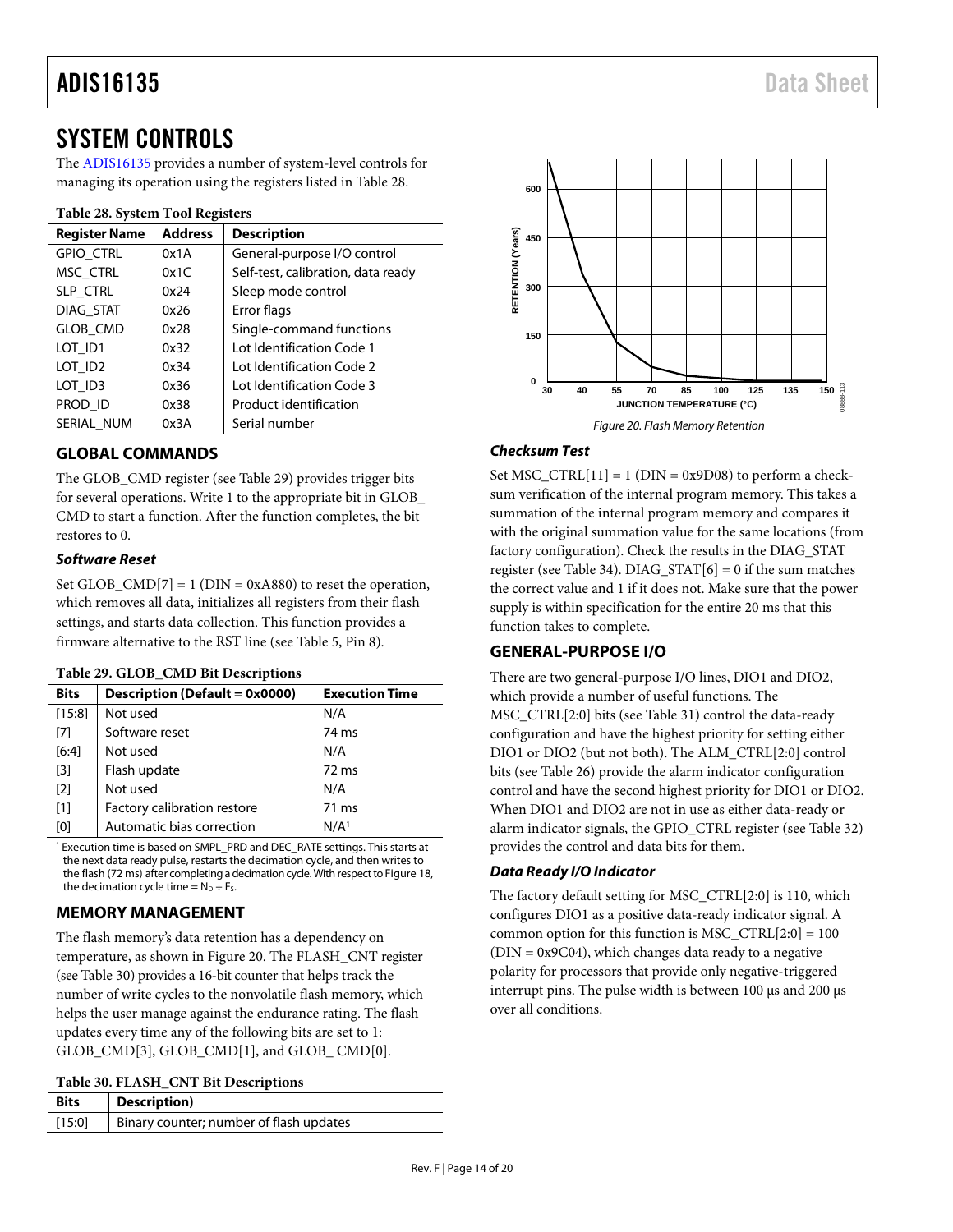# SYSTEM CONTROLS

The ADIS16135 provides a number of system-level controls for managing its operation using the registers listed in Table 28.

**Table 28. System Tool Registers**

| Register Name | Address | Description |
|---|---|---|
| GPIO_CTRL | 0x1A | General-purpose I/O control |
| MSC_CTRL | 0x1C | Self-test, calibration, data ready |
| SLP_CTRL | 0x24 | Sleep mode control |
| DIAG_STAT | 0x26 | Error flags |
| GLOB_CMD | 0x28 | Single-command functions |
| LOT_ID1 | 0x32 | Lot Identification Code 1 |
| LOT_ID2 | 0x34 | Lot Identification Code 2 |
| LOT_ID3 | 0x36 | Lot Identification Code 3 |
| PROD_ID | 0x38 | Product identification |
| SERIAL_NUM | 0x3A | Serial number |

## GLOBAL COMMANDS

The GLOB_CMD register (see Table 29) provides trigger bits for several operations. Write 1 to the appropriate bit in GLOB_CMD to start a function. After the function completes, the bit restores to 0.

### *Software Reset*

Set GLOB_CMD[7] = 1 (DIN = 0xA880) to reset the operation, which removes all data, initializes all registers from their flash settings, and starts data collection. This function provides a firmware alternative to the $\overline{\text{RST}}$ line (see Table 5, Pin 8).

**Table 29. GLOB_CMD Bit Descriptions**

| Bits | Description (Default = 0x0000) | Execution Time |
|---|---|---|
| [15:8] | Not used | N/A |
| [7] | Software reset | 74 ms |
| [6:4] | Not used | N/A |
| [3] | Flash update | 72 ms |
| [2] | Not used | N/A |
| [1] | Factory calibration restore | 71 ms |
| [0] | Automatic bias correction | N/A[1] |

[1] Execution time is based on SMPL_PRD and DEC_RATE settings. This starts at the next data ready pulse, restarts the decimation cycle, and then writes to the flash (72 ms) after completing a decimation cycle. With respect to Figure 18, the decimation cycle time = $N_D \div F_S$.

## MEMORY MANAGEMENT

The flash memory's data retention has a dependency on temperature, as shown in Figure 20. The FLASH_CNT register (see Table 30) provides a 16-bit counter that helps track the number of write cycles to the nonvolatile flash memory, which helps the user manage against the endurance rating. The flash updates every time any of the following bits are set to 1: GLOB_CMD[3], GLOB_CMD[1], and GLOB_ CMD[0].

**Table 30. FLASH_CNT Bit Descriptions**

| Bits | Description) |
|---|---|
| [15:0] | Binary counter; number of flash updates |

*Figure 20. Flash Memory Retention*

### *Checksum Test*

Set MSC_CTRL[11] = 1 (DIN = 0x9D08) to perform a checksum verification of the internal program memory. This takes a summation of the internal program memory and compares it with the original summation value for the same locations (from factory configuration). Check the results in the DIAG_STAT register (see Table 34). DIAG_STAT[6] = 0 if the sum matches the correct value and 1 if it does not. Make sure that the power supply is within specification for the entire 20 ms that this function takes to complete.

## GENERAL-PURPOSE I/O

There are two general-purpose I/O lines, DIO1 and DIO2, which provide a number of useful functions. The MSC_CTRL[2:0] bits (see Table 31) control the data-ready configuration and have the highest priority for setting either DIO1 or DIO2 (but not both). The ALM_CTRL[2:0] control bits (see Table 26) provide the alarm indicator configuration control and have the second highest priority for DIO1 or DIO2. When DIO1 and DIO2 are not in use as either data-ready or alarm indicator signals, the GPIO_CTRL register (see Table 32) provides the control and data bits for them.

### *Data Ready I/O Indicator*

The factory default setting for MSC_CTRL[2:0] is 110, which configures DIO1 as a positive data-ready indicator signal. A common option for this function is MSC_CTRL[2:0] = 100 (DIN = 0x9C04), which changes data ready to a negative polarity for processors that provide only negative-triggered interrupt pins. The pulse width is between 100 μs and 200 μs over all conditions.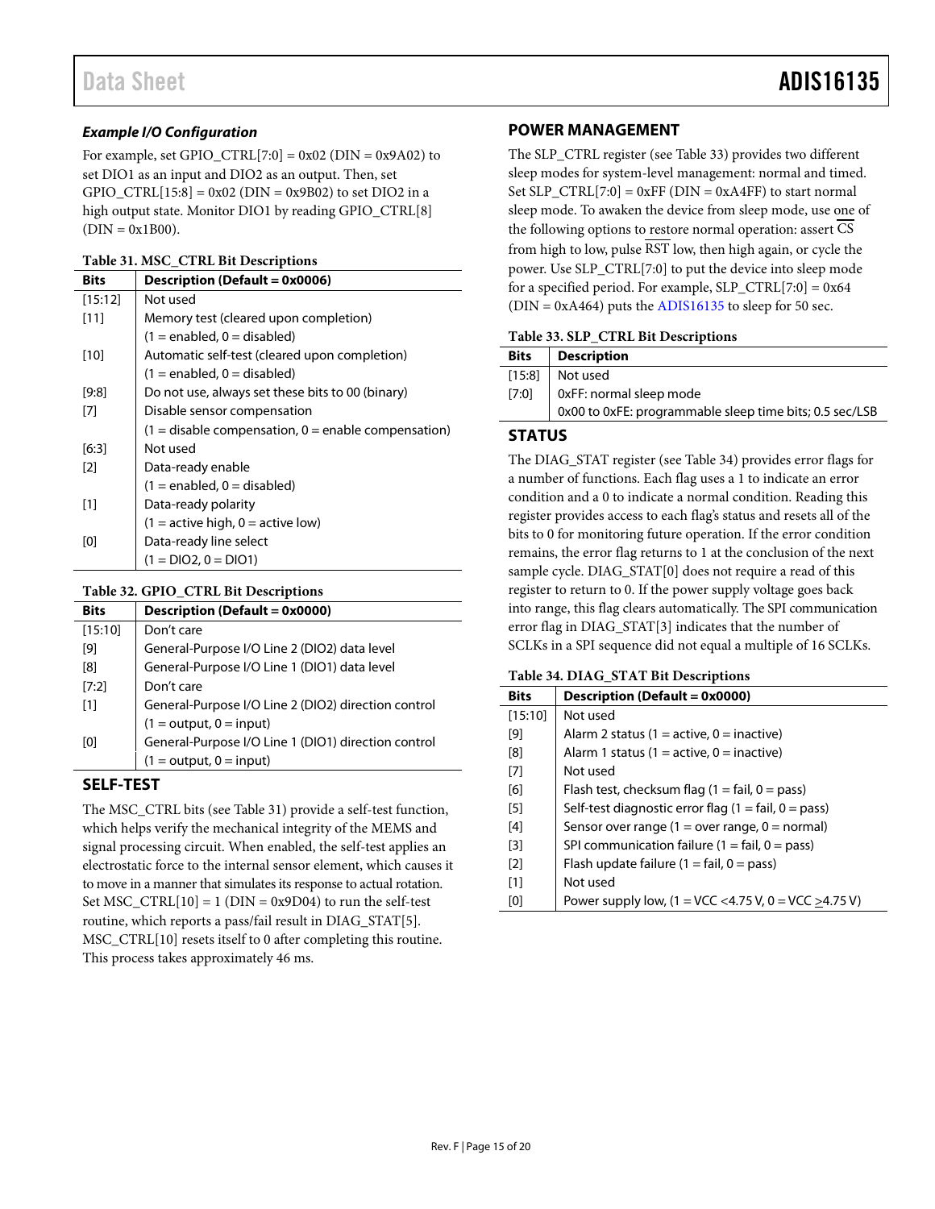### *Example I/O Configuration*

For example, set GPIO_CTRL[7:0] = 0x02 (DIN = 0x9A02) to set DIO1 as an input and DIO2 as an output. Then, set GPIO_CTRL[15:8] = 0x02 (DIN = 0x9B02) to set DIO2 in a high output state. Monitor DIO1 by reading GPIO_CTRL[8] (DIN = 0x1B00).

**Table 31. MSC_CTRL Bit Descriptions**

| Bits | Description (Default = 0x0006) |
|---|---|
| [15:12] | Not used |
| [11] | Memory test (cleared upon completion) (1 = enabled, 0 = disabled) |
| [10] | Automatic self-test (cleared upon completion) (1 = enabled, 0 = disabled) |
| [9:8] | Do not use, always set these bits to 00 (binary) |
| [7] | Disable sensor compensation (1 = disable compensation, 0 = enable compensation) |
| [6:3] | Not used |
| [2] | Data-ready enable (1 = enabled, 0 = disabled) |
| [1] | Data-ready polarity (1 = active high, 0 = active low) |
| [0] | Data-ready line select (1 = DIO2, 0 = DIO1) |

**Table 32. GPIO_CTRL Bit Descriptions**

| Bits | Description (Default = 0x0000) |
|---|---|
| [15:10] | Don't care |
| [9] | General-Purpose I/O Line 2 (DIO2) data level |
| [8] | General-Purpose I/O Line 1 (DIO1) data level |
| [7:2] | Don't care |
| [1] | General-Purpose I/O Line 2 (DIO2) direction control (1 = output, 0 = input) |
| [0] | General-Purpose I/O Line 1 (DIO1) direction control (1 = output, 0 = input) |

## SELF-TEST

The MSC_CTRL bits (see Table 31) provide a self-test function, which helps verify the mechanical integrity of the MEMS and signal processing circuit. When enabled, the self-test applies an electrostatic force to the internal sensor element, which causes it to move in a manner that simulates its response to actual rotation. Set MSC_CTRL[10] = 1 (DIN = 0x9D04) to run the self-test routine, which reports a pass/fail result in DIAG_STAT[5]. MSC_CTRL[10] resets itself to 0 after completing this routine. This process takes approximately 46 ms.

## POWER MANAGEMENT

The SLP_CTRL register (see Table 33) provides two different sleep modes for system-level management: normal and timed. Set SLP_CTRL[7:0] = 0xFF (DIN = 0xA4FF) to start normal sleep mode. To awaken the device from sleep mode, use one of the following options to restore normal operation: assert $\overline{CS}$ from high to low, pulse $\overline{RST}$ low, then high again, or cycle the power. Use SLP_CTRL[7:0] to put the device into sleep mode for a specified period. For example, SLP_CTRL[7:0] = 0x64 (DIN = 0xA464) puts the ADIS16135 to sleep for 50 sec.

**Table 33. SLP_CTRL Bit Descriptions**

| Bits | Description |
|---|---|
| [15:8] | Not used |
| [7:0] | 0xFF: normal sleep mode<br>0x00 to 0xFE: programmable sleep time bits; 0.5 sec/LSB |

## STATUS

The DIAG_STAT register (see Table 34) provides error flags for a number of functions. Each flag uses a 1 to indicate an error condition and a 0 to indicate a normal condition. Reading this register provides access to each flag's status and resets all of the bits to 0 for monitoring future operation. If the error condition remains, the error flag returns to 1 at the conclusion of the next sample cycle. DIAG_STAT[0] does not require a read of this register to return to 0. If the power supply voltage goes back into range, this flag clears automatically. The SPI communication error flag in DIAG_STAT[3] indicates that the number of SCLKs in a SPI sequence did not equal a multiple of 16 SCLKs.

**Table 34. DIAG_STAT Bit Descriptions**

| Bits | Description (Default = 0x0000) |
|---|---|
| [15:10] | Not used |
| [9] | Alarm 2 status (1 = active, 0 = inactive) |
| [8] | Alarm 1 status (1 = active, 0 = inactive) |
| [7] | Not used |
| [6] | Flash test, checksum flag (1 = fail, 0 = pass) |
| [5] | Self-test diagnostic error flag (1 = fail, 0 = pass) |
| [4] | Sensor over range (1 = over range, 0 = normal) |
| [3] | SPI communication failure (1 = fail, 0 = pass) |
| [2] | Flash update failure (1 = fail, 0 = pass) |
| [1] | Not used |
| [0] | Power supply low, (1 = VCC <4.75 V, 0 = VCC ≥4.75 V) |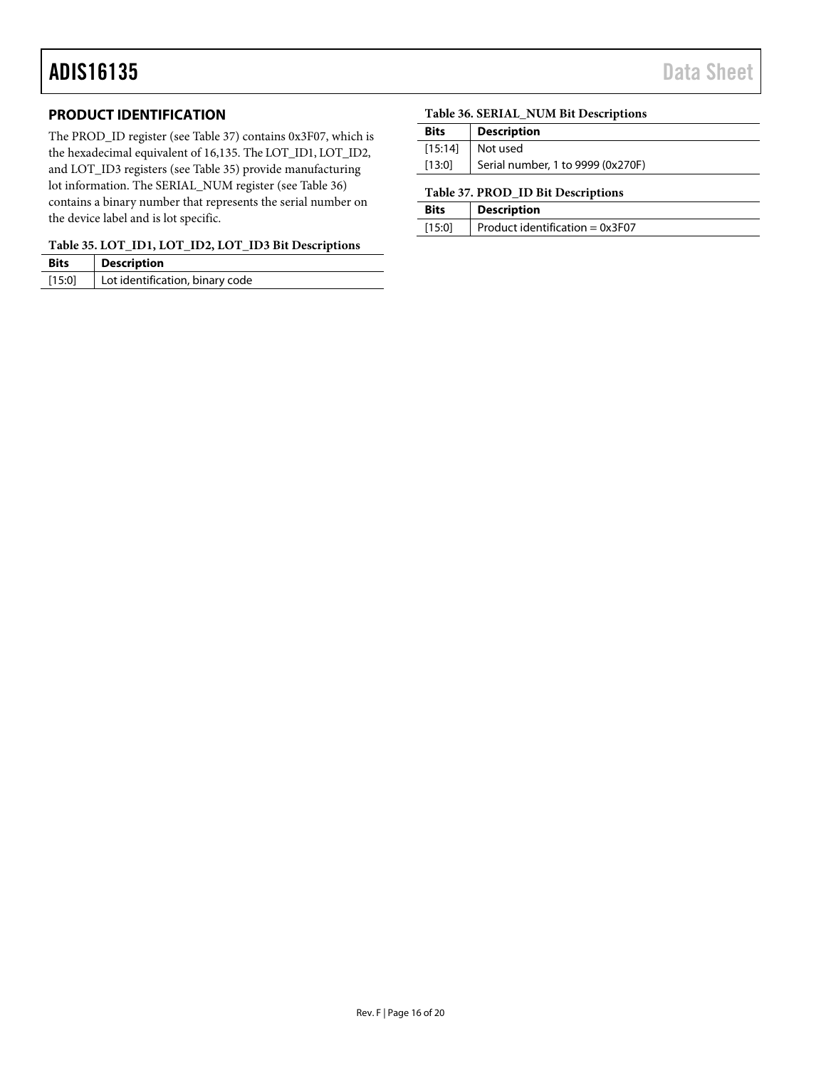## PRODUCT IDENTIFICATION

The PROD_ID register (see Table 37) contains 0x3F07, which is the hexadecimal equivalent of 16,135. The LOT_ID1, LOT_ID2, and LOT_ID3 registers (see Table 35) provide manufacturing lot information. The SERIAL_NUM register (see Table 36) contains a binary number that represents the serial number on the device label and is lot specific.

**Table 35. LOT_ID1, LOT_ID2, LOT_ID3 Bit Descriptions**

| Bits | Description |
|---|---|
| [15:0] | Lot identification, binary code |

**Table 36. SERIAL_NUM Bit Descriptions**

| Bits | Description |
|---|---|
| [15:14] | Not used |
| [13:0] | Serial number, 1 to 9999 (0x270F) |

**Table 37. PROD_ID Bit Descriptions**

| Bits | Description |
|---|---|
| [15:0] | Product identification = 0x3F07 |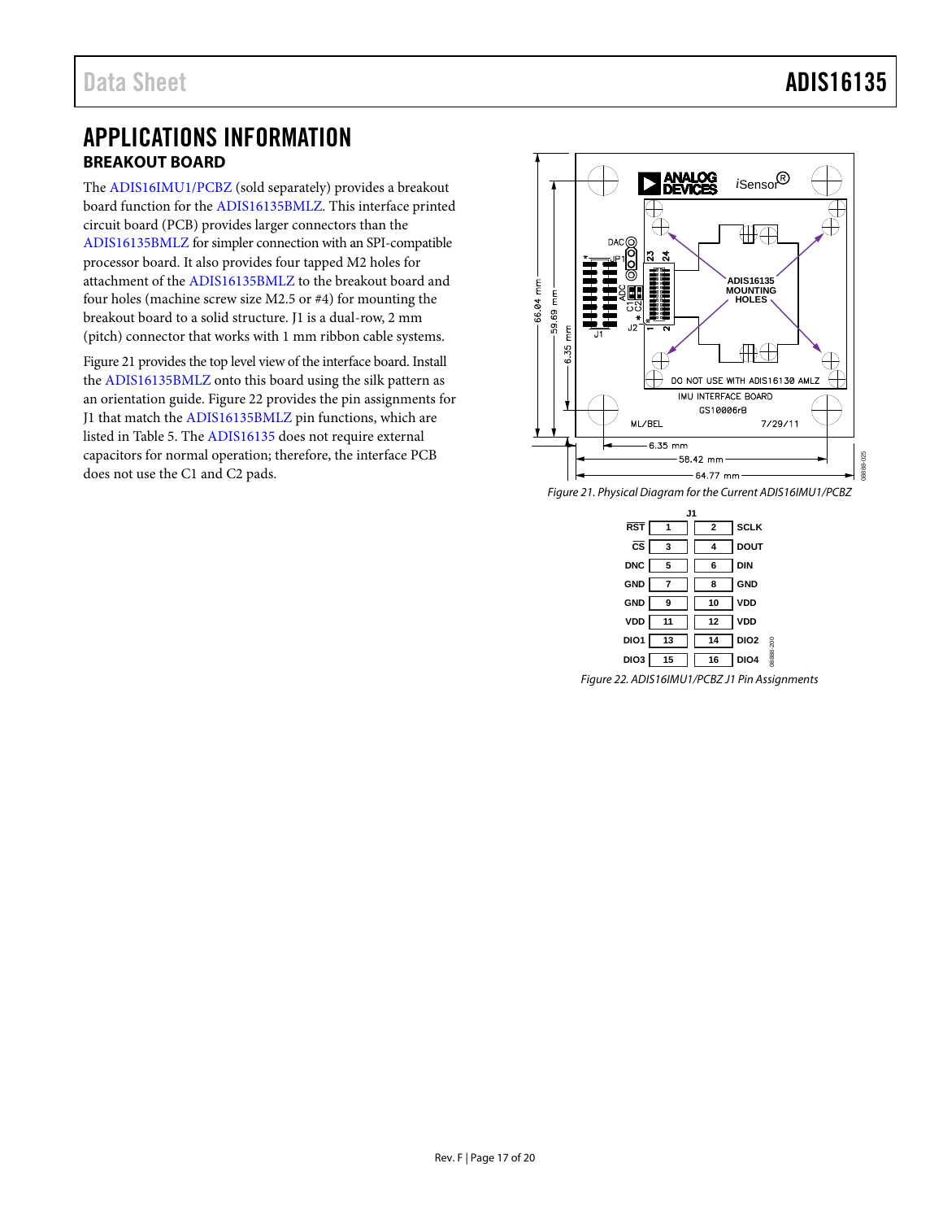# APPLICATIONS INFORMATION

## BREAKOUT BOARD

The ADIS16IMU1/PCBZ (sold separately) provides a breakout board function for the ADIS16135BMLZ. This interface printed circuit board (PCB) provides larger connectors than the ADIS16135BMLZ for simpler connection with an SPI-compatible processor board. It also provides four tapped M2 holes for attachment of the ADIS16135BMLZ to the breakout board and four holes (machine screw size M2.5 or #4) for mounting the breakout board to a solid structure. J1 is a dual-row, 2 mm (pitch) connector that works with 1 mm ribbon cable systems.

Figure 21 provides the top level view of the interface board. Install the ADIS16135BMLZ onto this board using the silk pattern as an orientation guide. Figure 22 provides the pin assignments for J1 that match the ADIS16135BMLZ pin functions, which are listed in Table 5. The ADIS16135 does not require external capacitors for normal operation; therefore, the interface PCB does not use the C1 and C2 pads.

*Figure 21. Physical Diagram for the Current ADIS16IMU1/PCBZ*

| Signal | Pin | Pin | Signal |
|---|---|---|---|
| RST | 1 | 2 | SCLK |
| CS | 3 | 4 | DOUT |
| DNC | 5 | 6 | DIN |
| GND | 7 | 8 | GND |
| GND | 9 | 10 | VDD |
| VDD | 11 | 12 | VDD |
| DIO1 | 13 | 14 | DIO2 |
| DIO3 | 15 | 16 | DIO4 |

*Figure 22. ADIS16IMU1/PCBZ J1 Pin Assignments*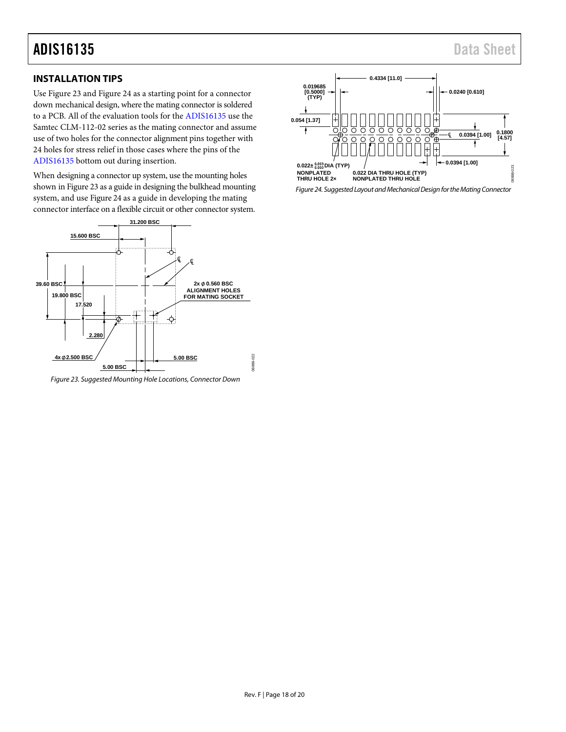## INSTALLATION TIPS

Use Figure 23 and Figure 24 as a starting point for a connector down mechanical design, where the mating connector is soldered to a PCB. All of the evaluation tools for the ADIS16135 use the Samtec CLM-112-02 series as the mating connector and assume use of two holes for the connector alignment pins together with 24 holes for stress relief in those cases where the pins of the ADIS16135 bottom out during insertion.

When designing a connector up system, use the mounting holes shown in Figure 23 as a guide in designing the bulkhead mounting system, and use Figure 24 as a guide in developing the mating connector interface on a flexible circuit or other connector system.

Figure 23. Suggested Mounting Hole Locations, Connector Down

Figure 24. Suggested Layout and Mechanical Design for the Mating Connector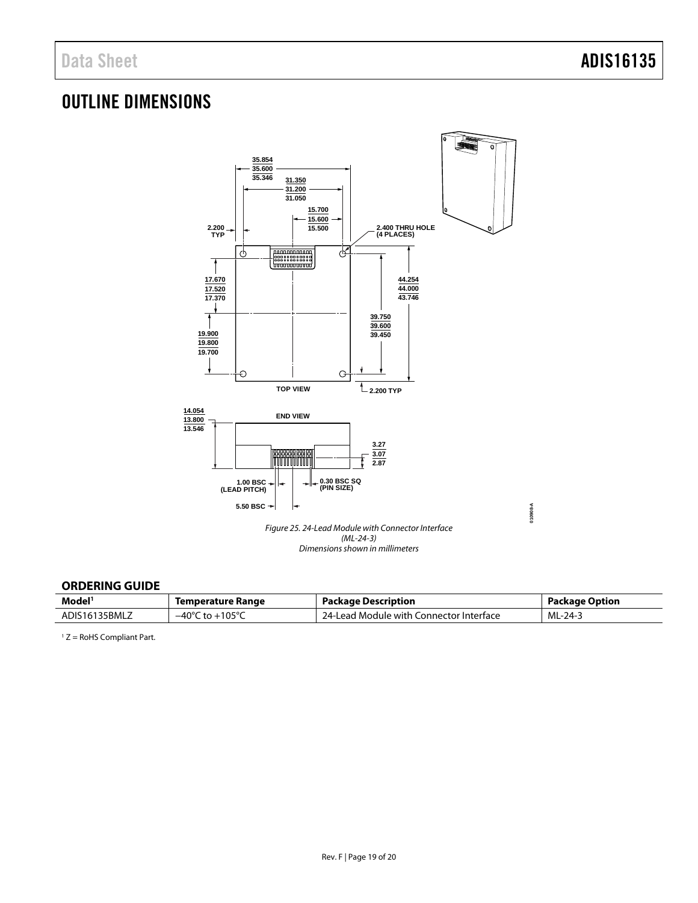# OUTLINE DIMENSIONS

Figure 25. 24-Lead Module with Connector Interface
(ML-24-3)
Dimensions shown in millimeters

## ORDERING GUIDE

| Model[1] | Temperature Range | Package Description | Package Option |
| --- | --- | --- | --- |
| ADIS16135BMLZ | −40°C to +105°C | 24-Lead Module with Connector Interface | ML-24-3 |

[1] Z = RoHS Compliant Part.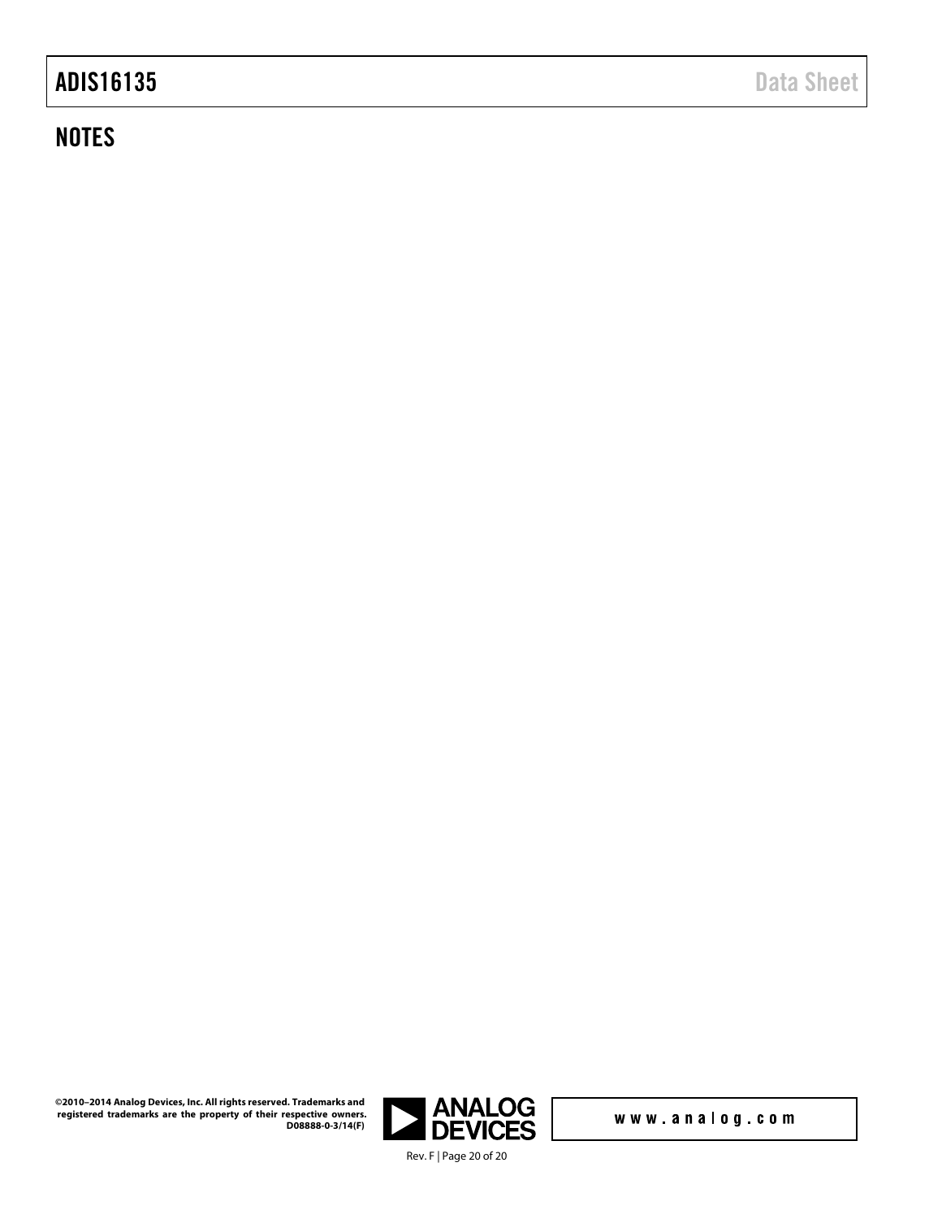## NOTES

©2010–2014 Analog Devices, Inc. All rights reserved. Trademarks and registered trademarks are the property of their respective owners.
D08888-0-3/14(F)

www.analog.com